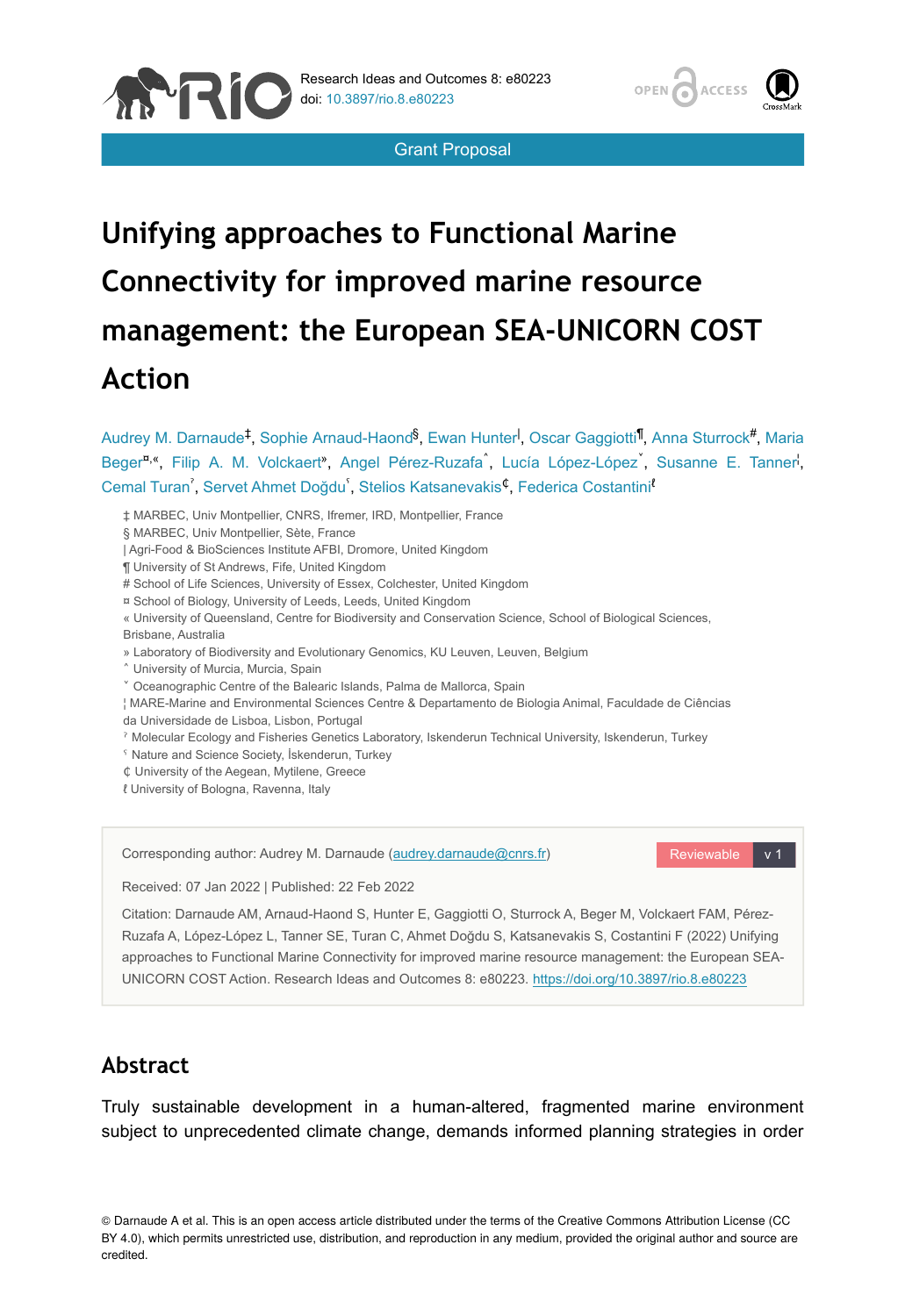Grant Proposal

# Unifying approaches to Functional Marine Connectivity for improved marine resource management: the European SEA-UNICORN COST Action

Audrey M. Darnaude[‡], Sophie Arnaud-Haond[§], Ewan Hunter[|], Oscar Gaggiotti[¶], Anna Sturrock[#], Maria Beger[¤,«], Filip A. M. Volckaert[»], Angel Pérez-Ruzafa[˄], Lucía López-López[˅], Susanne E. Tanner[¦], Cemal Turan[ˀ], Servet Ahmet Doğdu[ˁ], Stelios Katsanevakis[₵], Federica Costantini[ℓ]

‡ MARBEC, Univ Montpellier, CNRS, Ifremer, IRD, Montpellier, France
§ MARBEC, Univ Montpellier, Sète, France
| Agri-Food & BioSciences Institute AFBI, Dromore, United Kingdom
¶ University of St Andrews, Fife, United Kingdom
# School of Life Sciences, University of Essex, Colchester, United Kingdom
¤ School of Biology, University of Leeds, Leeds, United Kingdom
« University of Queensland, Centre for Biodiversity and Conservation Science, School of Biological Sciences, Brisbane, Australia
» Laboratory of Biodiversity and Evolutionary Genomics, KU Leuven, Leuven, Belgium
˄ University of Murcia, Murcia, Spain
˅ Oceanographic Centre of the Balearic Islands, Palma de Mallorca, Spain
¦ MARE-Marine and Environmental Sciences Centre & Departamento de Biologia Animal, Faculdade de Ciências da Universidade de Lisboa, Lisbon, Portugal
ˀ Molecular Ecology and Fisheries Genetics Laboratory, Iskenderun Technical University, Iskenderun, Turkey
ˁ Nature and Science Society, İskenderun, Turkey
₵ University of the Aegean, Mytilene, Greece
ℓ University of Bologna, Ravenna, Italy

Corresponding author: Audrey M. Darnaude (audrey.darnaude@cnrs.fr)

Reviewable v 1

Received: 07 Jan 2022 | Published: 22 Feb 2022

Citation: Darnaude AM, Arnaud-Haond S, Hunter E, Gaggiotti O, Sturrock A, Beger M, Volckaert FAM, Pérez-Ruzafa A, López-López L, Tanner SE, Turan C, Ahmet Doğdu S, Katsanevakis S, Costantini F (2022) Unifying approaches to Functional Marine Connectivity for improved marine resource management: the European SEA-UNICORN COST Action. Research Ideas and Outcomes 8: e80223. https://doi.org/10.3897/rio.8.e80223

## Abstract

Truly sustainable development in a human-altered, fragmented marine environment subject to unprecedented climate change, demands informed planning strategies in order

© Darnaude A et al. This is an open access article distributed under the terms of the Creative Commons Attribution License (CC BY 4.0), which permits unrestricted use, distribution, and reproduction in any medium, provided the original author and source are credited.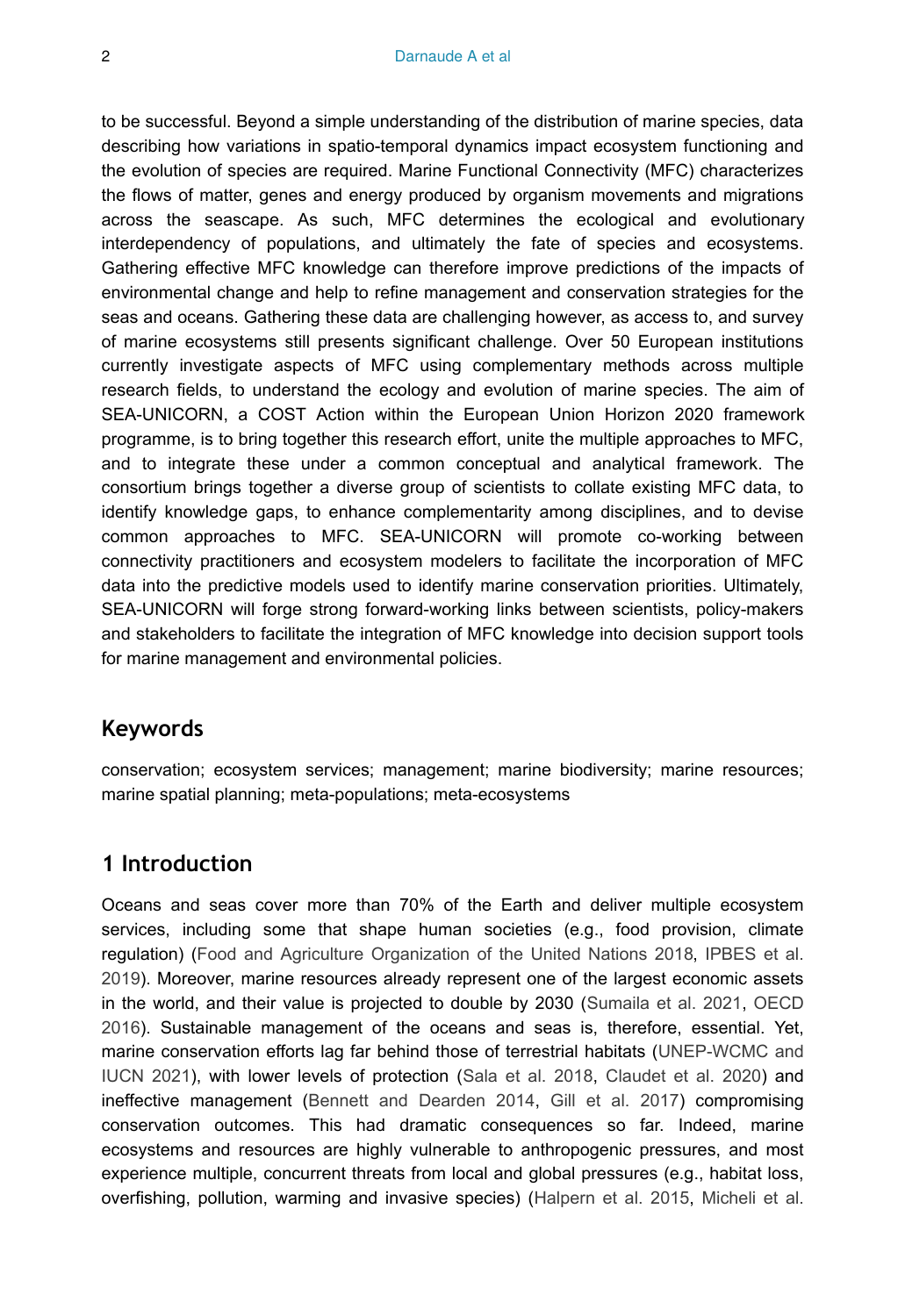to be successful. Beyond a simple understanding of the distribution of marine species, data describing how variations in spatio-temporal dynamics impact ecosystem functioning and the evolution of species are required. Marine Functional Connectivity (MFC) characterizes the flows of matter, genes and energy produced by organism movements and migrations across the seascape. As such, MFC determines the ecological and evolutionary interdependency of populations, and ultimately the fate of species and ecosystems. Gathering effective MFC knowledge can therefore improve predictions of the impacts of environmental change and help to refine management and conservation strategies for the seas and oceans. Gathering these data are challenging however, as access to, and survey of marine ecosystems still presents significant challenge. Over 50 European institutions currently investigate aspects of MFC using complementary methods across multiple research fields, to understand the ecology and evolution of marine species. The aim of SEA-UNICORN, a COST Action within the European Union Horizon 2020 framework programme, is to bring together this research effort, unite the multiple approaches to MFC, and to integrate these under a common conceptual and analytical framework. The consortium brings together a diverse group of scientists to collate existing MFC data, to identify knowledge gaps, to enhance complementarity among disciplines, and to devise common approaches to MFC. SEA-UNICORN will promote co-working between connectivity practitioners and ecosystem modelers to facilitate the incorporation of MFC data into the predictive models used to identify marine conservation priorities. Ultimately, SEA-UNICORN will forge strong forward-working links between scientists, policy-makers and stakeholders to facilitate the integration of MFC knowledge into decision support tools for marine management and environmental policies.

## Keywords

conservation; ecosystem services; management; marine biodiversity; marine resources; marine spatial planning; meta-populations; meta-ecosystems

## 1 Introduction

Oceans and seas cover more than 70% of the Earth and deliver multiple ecosystem services, including some that shape human societies (e.g., food provision, climate regulation) (Food and Agriculture Organization of the United Nations 2018, IPBES et al. 2019). Moreover, marine resources already represent one of the largest economic assets in the world, and their value is projected to double by 2030 (Sumaila et al. 2021, OECD 2016). Sustainable management of the oceans and seas is, therefore, essential. Yet, marine conservation efforts lag far behind those of terrestrial habitats (UNEP-WCMC and IUCN 2021), with lower levels of protection (Sala et al. 2018, Claudet et al. 2020) and ineffective management (Bennett and Dearden 2014, Gill et al. 2017) compromising conservation outcomes. This had dramatic consequences so far. Indeed, marine ecosystems and resources are highly vulnerable to anthropogenic pressures, and most experience multiple, concurrent threats from local and global pressures (e.g., habitat loss, overfishing, pollution, warming and invasive species) (Halpern et al. 2015, Micheli et al.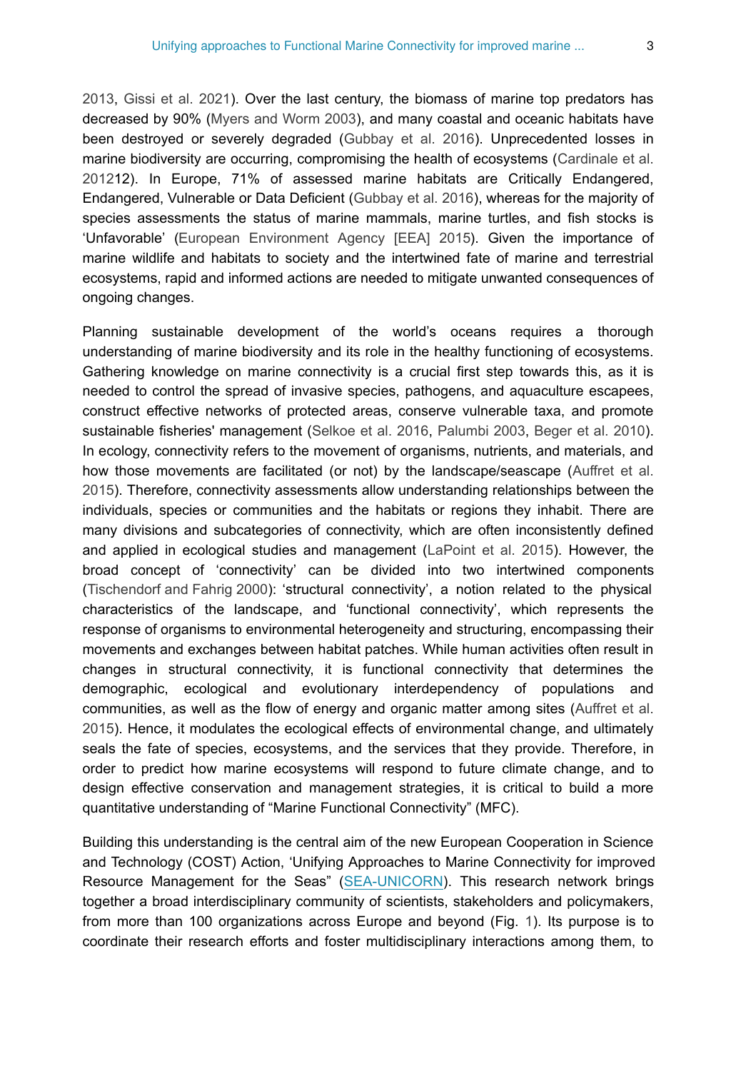2013, Gissi et al. 2021). Over the last century, the biomass of marine top predators has decreased by 90% (Myers and Worm 2003), and many coastal and oceanic habitats have been destroyed or severely degraded (Gubbay et al. 2016). Unprecedented losses in marine biodiversity are occurring, compromising the health of ecosystems (Cardinale et al. 201212). In Europe, 71% of assessed marine habitats are Critically Endangered, Endangered, Vulnerable or Data Deficient (Gubbay et al. 2016), whereas for the majority of species assessments the status of marine mammals, marine turtles, and fish stocks is 'Unfavorable' (European Environment Agency [EEA] 2015). Given the importance of marine wildlife and habitats to society and the intertwined fate of marine and terrestrial ecosystems, rapid and informed actions are needed to mitigate unwanted consequences of ongoing changes.

Planning sustainable development of the world's oceans requires a thorough understanding of marine biodiversity and its role in the healthy functioning of ecosystems. Gathering knowledge on marine connectivity is a crucial first step towards this, as it is needed to control the spread of invasive species, pathogens, and aquaculture escapees, construct effective networks of protected areas, conserve vulnerable taxa, and promote sustainable fisheries' management (Selkoe et al. 2016, Palumbi 2003, Beger et al. 2010). In ecology, connectivity refers to the movement of organisms, nutrients, and materials, and how those movements are facilitated (or not) by the landscape/seascape (Auffret et al. 2015). Therefore, connectivity assessments allow understanding relationships between the individuals, species or communities and the habitats or regions they inhabit. There are many divisions and subcategories of connectivity, which are often inconsistently defined and applied in ecological studies and management (LaPoint et al. 2015). However, the broad concept of 'connectivity' can be divided into two intertwined components (Tischendorf and Fahrig 2000): 'structural connectivity', a notion related to the physical characteristics of the landscape, and 'functional connectivity', which represents the response of organisms to environmental heterogeneity and structuring, encompassing their movements and exchanges between habitat patches. While human activities often result in changes in structural connectivity, it is functional connectivity that determines the demographic, ecological and evolutionary interdependency of populations and communities, as well as the flow of energy and organic matter among sites (Auffret et al. 2015). Hence, it modulates the ecological effects of environmental change, and ultimately seals the fate of species, ecosystems, and the services that they provide. Therefore, in order to predict how marine ecosystems will respond to future climate change, and to design effective conservation and management strategies, it is critical to build a more quantitative understanding of "Marine Functional Connectivity" (MFC).

Building this understanding is the central aim of the new European Cooperation in Science and Technology (COST) Action, 'Unifying Approaches to Marine Connectivity for improved Resource Management for the Seas" (SEA-UNICORN). This research network brings together a broad interdisciplinary community of scientists, stakeholders and policymakers, from more than 100 organizations across Europe and beyond (Fig. 1). Its purpose is to coordinate their research efforts and foster multidisciplinary interactions among them, to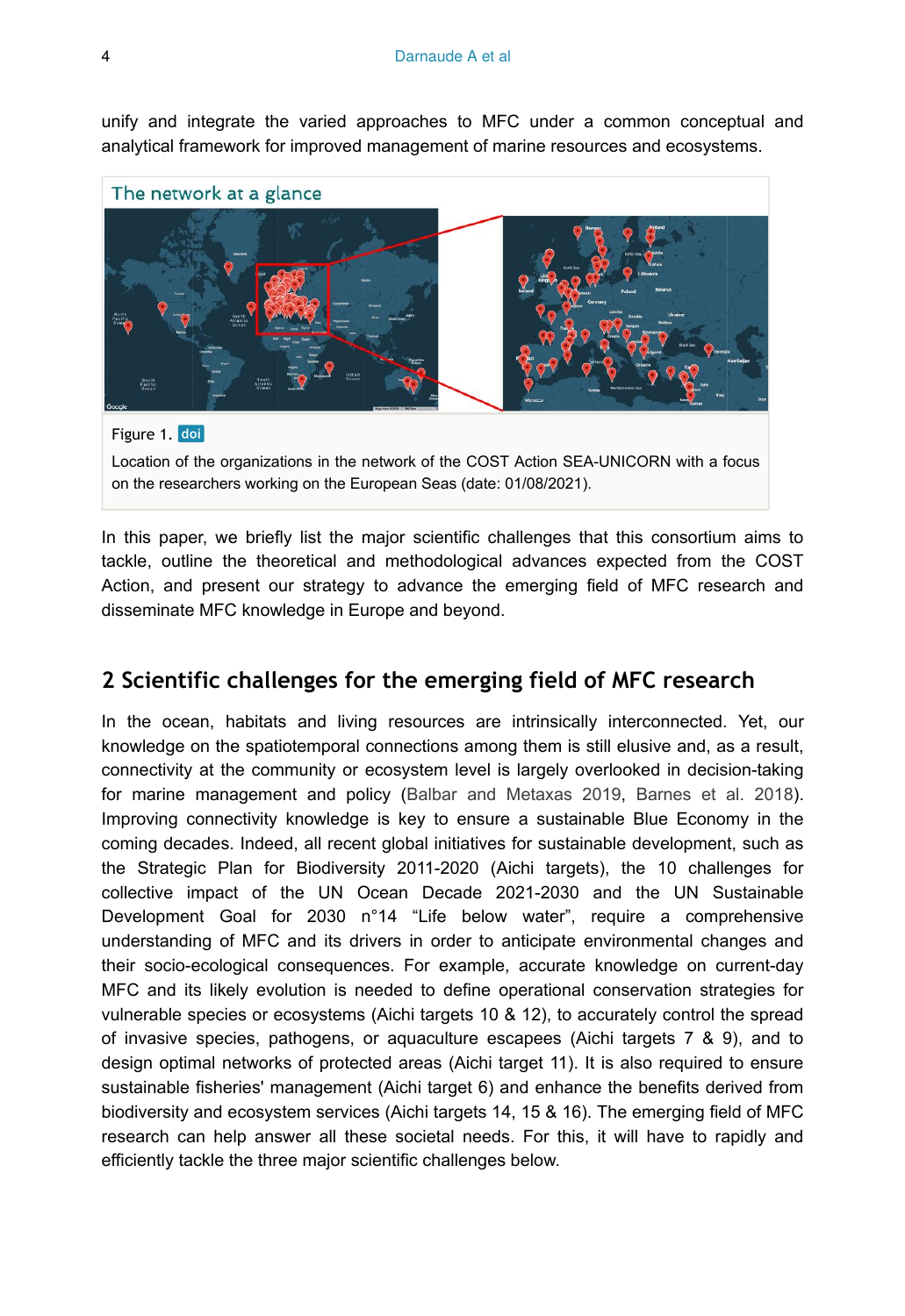unify and integrate the varied approaches to MFC under a common conceptual and analytical framework for improved management of marine resources and ecosystems.

The network at a glance

Figure 1. doi

Location of the organizations in the network of the COST Action SEA-UNICORN with a focus on the researchers working on the European Seas (date: 01/08/2021).

In this paper, we briefly list the major scientific challenges that this consortium aims to tackle, outline the theoretical and methodological advances expected from the COST Action, and present our strategy to advance the emerging field of MFC research and disseminate MFC knowledge in Europe and beyond.

## 2 Scientific challenges for the emerging field of MFC research

In the ocean, habitats and living resources are intrinsically interconnected. Yet, our knowledge on the spatiotemporal connections among them is still elusive and, as a result, connectivity at the community or ecosystem level is largely overlooked in decision-taking for marine management and policy (Balbar and Metaxas 2019, Barnes et al. 2018). Improving connectivity knowledge is key to ensure a sustainable Blue Economy in the coming decades. Indeed, all recent global initiatives for sustainable development, such as the Strategic Plan for Biodiversity 2011-2020 (Aichi targets), the 10 challenges for collective impact of the UN Ocean Decade 2021-2030 and the UN Sustainable Development Goal for 2030 n°14 “Life below water”, require a comprehensive understanding of MFC and its drivers in order to anticipate environmental changes and their socio-ecological consequences. For example, accurate knowledge on current-day MFC and its likely evolution is needed to define operational conservation strategies for vulnerable species or ecosystems (Aichi targets 10 & 12), to accurately control the spread of invasive species, pathogens, or aquaculture escapees (Aichi targets 7 & 9), and to design optimal networks of protected areas (Aichi target 11). It is also required to ensure sustainable fisheries' management (Aichi target 6) and enhance the benefits derived from biodiversity and ecosystem services (Aichi targets 14, 15 & 16). The emerging field of MFC research can help answer all these societal needs. For this, it will have to rapidly and efficiently tackle the three major scientific challenges below.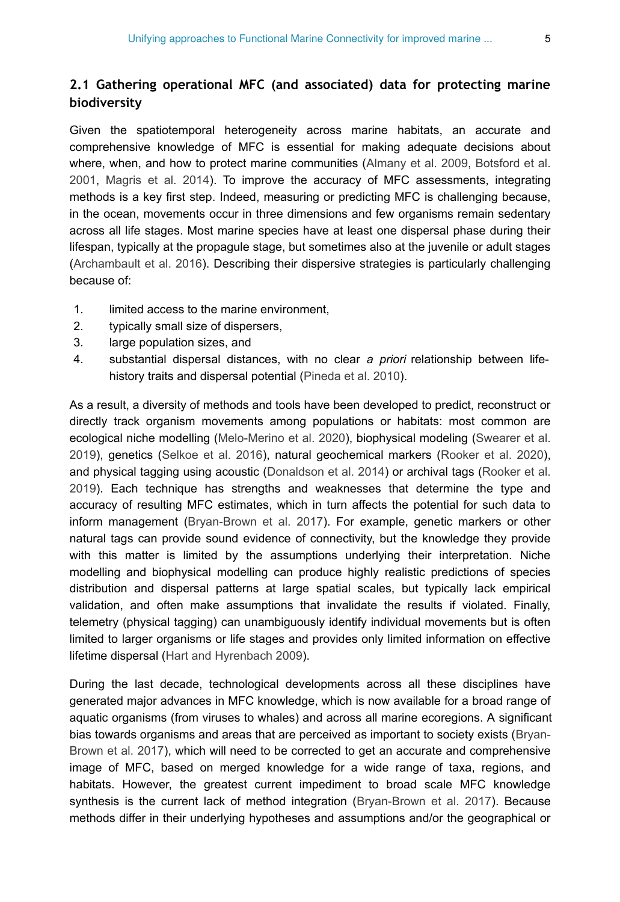## 2.1 Gathering operational MFC (and associated) data for protecting marine biodiversity

Given the spatiotemporal heterogeneity across marine habitats, an accurate and comprehensive knowledge of MFC is essential for making adequate decisions about where, when, and how to protect marine communities (Almany et al. 2009, Botsford et al. 2001, Magris et al. 2014). To improve the accuracy of MFC assessments, integrating methods is a key first step. Indeed, measuring or predicting MFC is challenging because, in the ocean, movements occur in three dimensions and few organisms remain sedentary across all life stages. Most marine species have at least one dispersal phase during their lifespan, typically at the propagule stage, but sometimes also at the juvenile or adult stages (Archambault et al. 2016). Describing their dispersive strategies is particularly challenging because of:

1. limited access to the marine environment,
2. typically small size of dispersers,
3. large population sizes, and
4. substantial dispersal distances, with no clear *a priori* relationship between life-history traits and dispersal potential (Pineda et al. 2010).

As a result, a diversity of methods and tools have been developed to predict, reconstruct or directly track organism movements among populations or habitats: most common are ecological niche modelling (Melo-Merino et al. 2020), biophysical modeling (Swearer et al. 2019), genetics (Selkoe et al. 2016), natural geochemical markers (Rooker et al. 2020), and physical tagging using acoustic (Donaldson et al. 2014) or archival tags (Rooker et al. 2019). Each technique has strengths and weaknesses that determine the type and accuracy of resulting MFC estimates, which in turn affects the potential for such data to inform management (Bryan-Brown et al. 2017). For example, genetic markers or other natural tags can provide sound evidence of connectivity, but the knowledge they provide with this matter is limited by the assumptions underlying their interpretation. Niche modelling and biophysical modelling can produce highly realistic predictions of species distribution and dispersal patterns at large spatial scales, but typically lack empirical validation, and often make assumptions that invalidate the results if violated. Finally, telemetry (physical tagging) can unambiguously identify individual movements but is often limited to larger organisms or life stages and provides only limited information on effective lifetime dispersal (Hart and Hyrenbach 2009).

During the last decade, technological developments across all these disciplines have generated major advances in MFC knowledge, which is now available for a broad range of aquatic organisms (from viruses to whales) and across all marine ecoregions. A significant bias towards organisms and areas that are perceived as important to society exists (Bryan-Brown et al. 2017), which will need to be corrected to get an accurate and comprehensive image of MFC, based on merged knowledge for a wide range of taxa, regions, and habitats. However, the greatest current impediment to broad scale MFC knowledge synthesis is the current lack of method integration (Bryan-Brown et al. 2017). Because methods differ in their underlying hypotheses and assumptions and/or the geographical or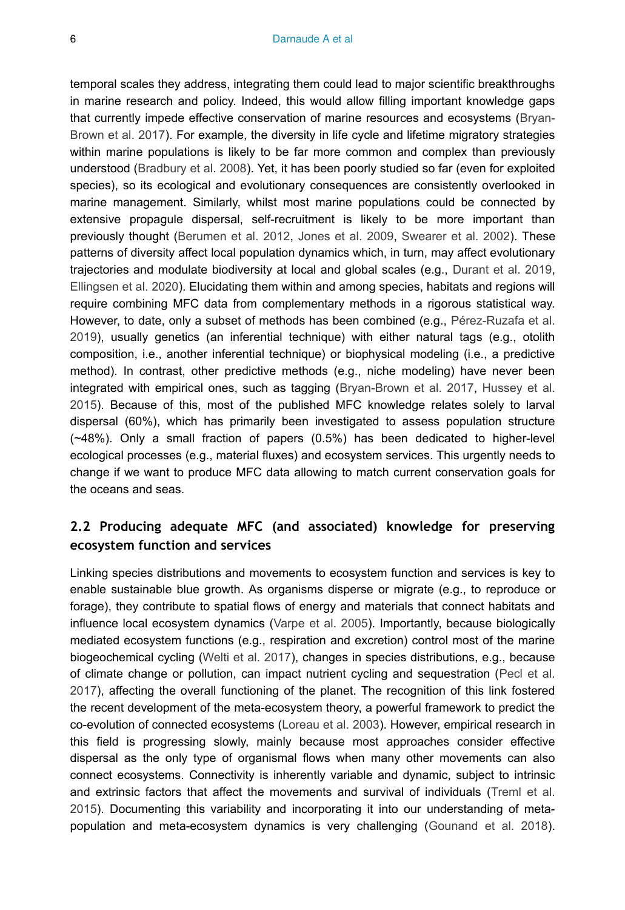temporal scales they address, integrating them could lead to major scientific breakthroughs in marine research and policy. Indeed, this would allow filling important knowledge gaps that currently impede effective conservation of marine resources and ecosystems (Bryan-Brown et al. 2017). For example, the diversity in life cycle and lifetime migratory strategies within marine populations is likely to be far more common and complex than previously understood (Bradbury et al. 2008). Yet, it has been poorly studied so far (even for exploited species), so its ecological and evolutionary consequences are consistently overlooked in marine management. Similarly, whilst most marine populations could be connected by extensive propagule dispersal, self-recruitment is likely to be more important than previously thought (Berumen et al. 2012, Jones et al. 2009, Swearer et al. 2002). These patterns of diversity affect local population dynamics which, in turn, may affect evolutionary trajectories and modulate biodiversity at local and global scales (e.g., Durant et al. 2019, Ellingsen et al. 2020). Elucidating them within and among species, habitats and regions will require combining MFC data from complementary methods in a rigorous statistical way. However, to date, only a subset of methods has been combined (e.g., Pérez-Ruzafa et al. 2019), usually genetics (an inferential technique) with either natural tags (e.g., otolith composition, i.e., another inferential technique) or biophysical modeling (i.e., a predictive method). In contrast, other predictive methods (e.g., niche modeling) have never been integrated with empirical ones, such as tagging (Bryan-Brown et al. 2017, Hussey et al. 2015). Because of this, most of the published MFC knowledge relates solely to larval dispersal (60%), which has primarily been investigated to assess population structure (~48%). Only a small fraction of papers (0.5%) has been dedicated to higher-level ecological processes (e.g., material fluxes) and ecosystem services. This urgently needs to change if we want to produce MFC data allowing to match current conservation goals for the oceans and seas.

## 2.2 Producing adequate MFC (and associated) knowledge for preserving ecosystem function and services

Linking species distributions and movements to ecosystem function and services is key to enable sustainable blue growth. As organisms disperse or migrate (e.g., to reproduce or forage), they contribute to spatial flows of energy and materials that connect habitats and influence local ecosystem dynamics (Varpe et al. 2005). Importantly, because biologically mediated ecosystem functions (e.g., respiration and excretion) control most of the marine biogeochemical cycling (Welti et al. 2017), changes in species distributions, e.g., because of climate change or pollution, can impact nutrient cycling and sequestration (Pecl et al. 2017), affecting the overall functioning of the planet. The recognition of this link fostered the recent development of the meta-ecosystem theory, a powerful framework to predict the co-evolution of connected ecosystems (Loreau et al. 2003). However, empirical research in this field is progressing slowly, mainly because most approaches consider effective dispersal as the only type of organismal flows when many other movements can also connect ecosystems. Connectivity is inherently variable and dynamic, subject to intrinsic and extrinsic factors that affect the movements and survival of individuals (Treml et al. 2015). Documenting this variability and incorporating it into our understanding of meta-population and meta-ecosystem dynamics is very challenging (Gounand et al. 2018).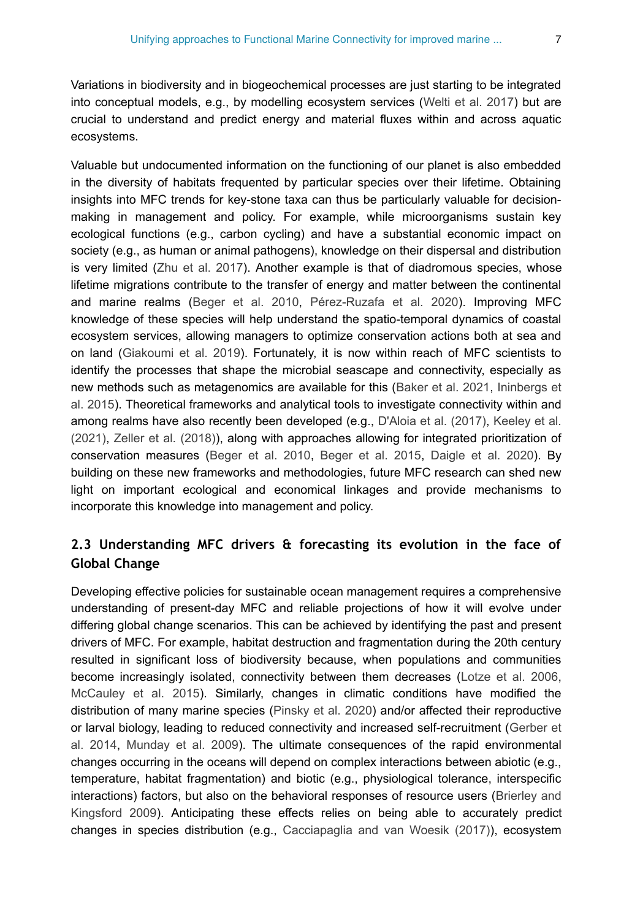Variations in biodiversity and in biogeochemical processes are just starting to be integrated into conceptual models, e.g., by modelling ecosystem services (Welti et al. 2017) but are crucial to understand and predict energy and material fluxes within and across aquatic ecosystems.

Valuable but undocumented information on the functioning of our planet is also embedded in the diversity of habitats frequented by particular species over their lifetime. Obtaining insights into MFC trends for key-stone taxa can thus be particularly valuable for decision-making in management and policy. For example, while microorganisms sustain key ecological functions (e.g., carbon cycling) and have a substantial economic impact on society (e.g., as human or animal pathogens), knowledge on their dispersal and distribution is very limited (Zhu et al. 2017). Another example is that of diadromous species, whose lifetime migrations contribute to the transfer of energy and matter between the continental and marine realms (Beger et al. 2010, Pérez-Ruzafa et al. 2020). Improving MFC knowledge of these species will help understand the spatio-temporal dynamics of coastal ecosystem services, allowing managers to optimize conservation actions both at sea and on land (Giakoumi et al. 2019). Fortunately, it is now within reach of MFC scientists to identify the processes that shape the microbial seascape and connectivity, especially as new methods such as metagenomics are available for this (Baker et al. 2021, Ininbergs et al. 2015). Theoretical frameworks and analytical tools to investigate connectivity within and among realms have also recently been developed (e.g., D'Aloia et al. (2017), Keeley et al. (2021), Zeller et al. (2018)), along with approaches allowing for integrated prioritization of conservation measures (Beger et al. 2010, Beger et al. 2015, Daigle et al. 2020). By building on these new frameworks and methodologies, future MFC research can shed new light on important ecological and economical linkages and provide mechanisms to incorporate this knowledge into management and policy.

## 2.3 Understanding MFC drivers & forecasting its evolution in the face of Global Change

Developing effective policies for sustainable ocean management requires a comprehensive understanding of present-day MFC and reliable projections of how it will evolve under differing global change scenarios. This can be achieved by identifying the past and present drivers of MFC. For example, habitat destruction and fragmentation during the 20th century resulted in significant loss of biodiversity because, when populations and communities become increasingly isolated, connectivity between them decreases (Lotze et al. 2006, McCauley et al. 2015). Similarly, changes in climatic conditions have modified the distribution of many marine species (Pinsky et al. 2020) and/or affected their reproductive or larval biology, leading to reduced connectivity and increased self-recruitment (Gerber et al. 2014, Munday et al. 2009). The ultimate consequences of the rapid environmental changes occurring in the oceans will depend on complex interactions between abiotic (e.g., temperature, habitat fragmentation) and biotic (e.g., physiological tolerance, interspecific interactions) factors, but also on the behavioral responses of resource users (Brierley and Kingsford 2009). Anticipating these effects relies on being able to accurately predict changes in species distribution (e.g., Cacciapaglia and van Woesik (2017)), ecosystem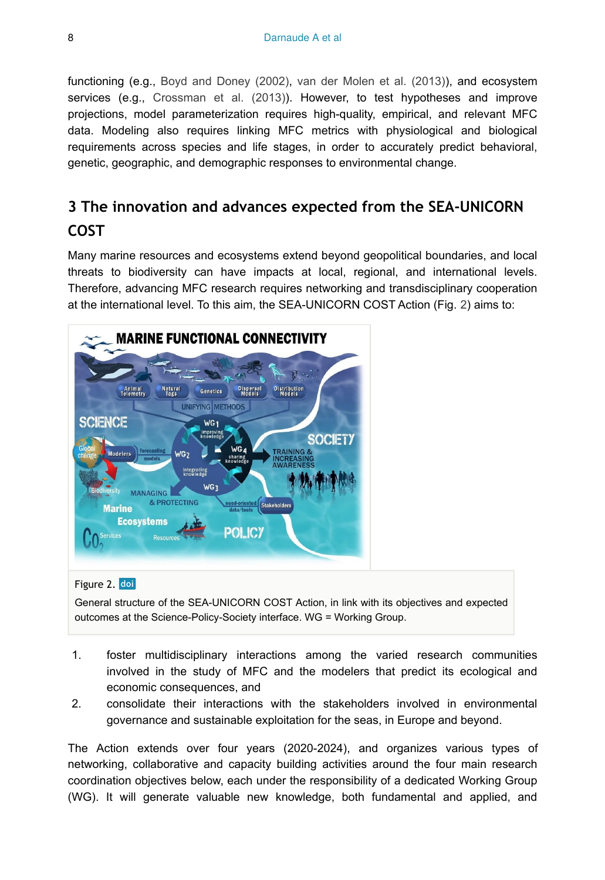functioning (e.g., Boyd and Doney (2002), van der Molen et al. (2013)), and ecosystem services (e.g., Crossman et al. (2013)). However, to test hypotheses and improve projections, model parameterization requires high-quality, empirical, and relevant MFC data. Modeling also requires linking MFC metrics with physiological and biological requirements across species and life stages, in order to accurately predict behavioral, genetic, geographic, and demographic responses to environmental change.

## 3 The innovation and advances expected from the SEA-UNICORN COST

Many marine resources and ecosystems extend beyond geopolitical boundaries, and local threats to biodiversity can have impacts at local, regional, and international levels. Therefore, advancing MFC research requires networking and transdisciplinary cooperation at the international level. To this aim, the SEA-UNICORN COST Action (Fig. 2) aims to:

Figure 2. doi

General structure of the SEA-UNICORN COST Action, in link with its objectives and expected outcomes at the Science-Policy-Society interface. WG = Working Group.

1. foster multidisciplinary interactions among the varied research communities involved in the study of MFC and the modelers that predict its ecological and economic consequences, and
2. consolidate their interactions with the stakeholders involved in environmental governance and sustainable exploitation for the seas, in Europe and beyond.

The Action extends over four years (2020-2024), and organizes various types of networking, collaborative and capacity building activities around the four main research coordination objectives below, each under the responsibility of a dedicated Working Group (WG). It will generate valuable new knowledge, both fundamental and applied, and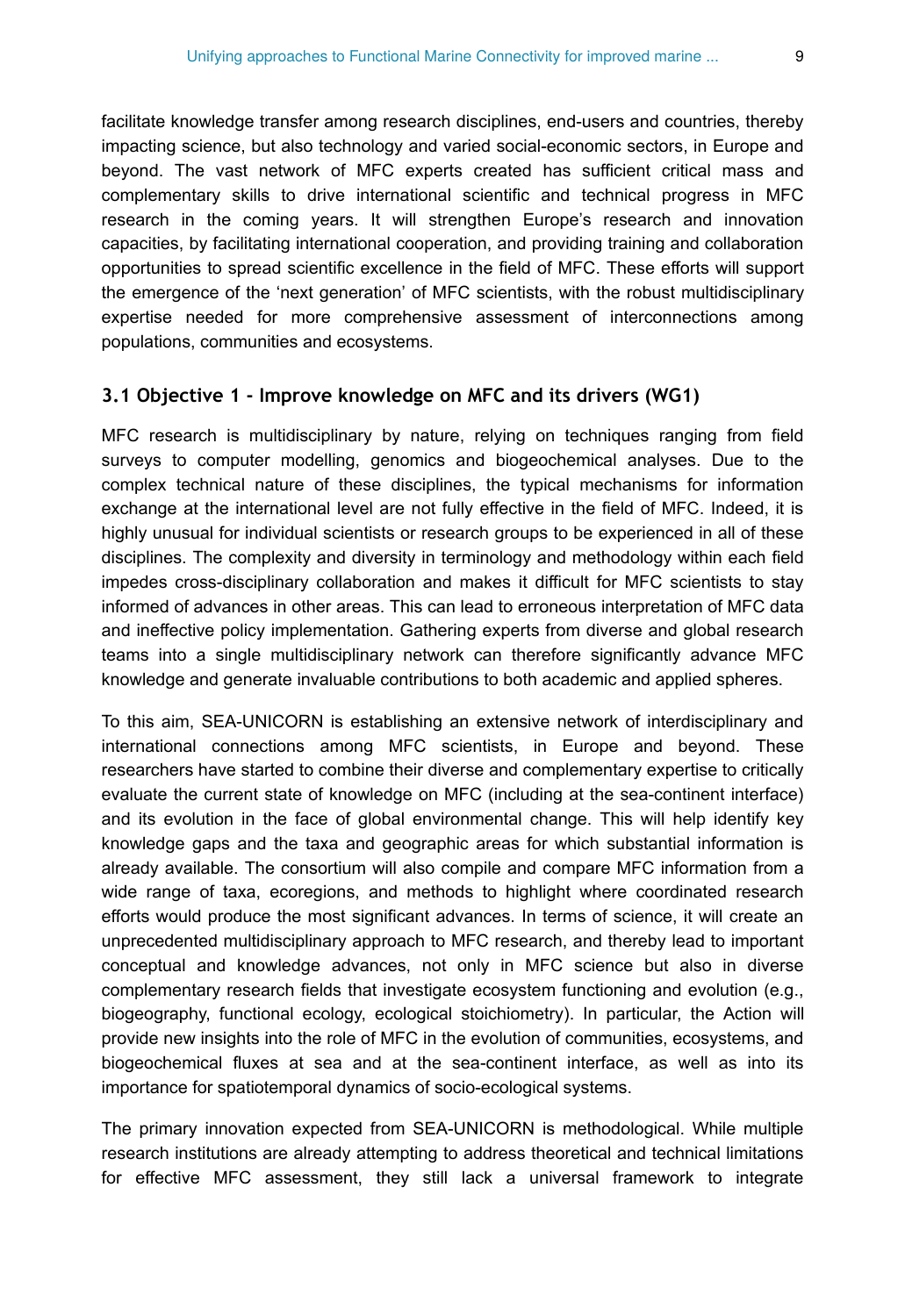facilitate knowledge transfer among research disciplines, end-users and countries, thereby impacting science, but also technology and varied social-economic sectors, in Europe and beyond. The vast network of MFC experts created has sufficient critical mass and complementary skills to drive international scientific and technical progress in MFC research in the coming years. It will strengthen Europe's research and innovation capacities, by facilitating international cooperation, and providing training and collaboration opportunities to spread scientific excellence in the field of MFC. These efforts will support the emergence of the 'next generation' of MFC scientists, with the robust multidisciplinary expertise needed for more comprehensive assessment of interconnections among populations, communities and ecosystems.

### 3.1 Objective 1 - Improve knowledge on MFC and its drivers (WG1)

MFC research is multidisciplinary by nature, relying on techniques ranging from field surveys to computer modelling, genomics and biogeochemical analyses. Due to the complex technical nature of these disciplines, the typical mechanisms for information exchange at the international level are not fully effective in the field of MFC. Indeed, it is highly unusual for individual scientists or research groups to be experienced in all of these disciplines. The complexity and diversity in terminology and methodology within each field impedes cross-disciplinary collaboration and makes it difficult for MFC scientists to stay informed of advances in other areas. This can lead to erroneous interpretation of MFC data and ineffective policy implementation. Gathering experts from diverse and global research teams into a single multidisciplinary network can therefore significantly advance MFC knowledge and generate invaluable contributions to both academic and applied spheres.

To this aim, SEA-UNICORN is establishing an extensive network of interdisciplinary and international connections among MFC scientists, in Europe and beyond. These researchers have started to combine their diverse and complementary expertise to critically evaluate the current state of knowledge on MFC (including at the sea-continent interface) and its evolution in the face of global environmental change. This will help identify key knowledge gaps and the taxa and geographic areas for which substantial information is already available. The consortium will also compile and compare MFC information from a wide range of taxa, ecoregions, and methods to highlight where coordinated research efforts would produce the most significant advances. In terms of science, it will create an unprecedented multidisciplinary approach to MFC research, and thereby lead to important conceptual and knowledge advances, not only in MFC science but also in diverse complementary research fields that investigate ecosystem functioning and evolution (e.g., biogeography, functional ecology, ecological stoichiometry). In particular, the Action will provide new insights into the role of MFC in the evolution of communities, ecosystems, and biogeochemical fluxes at sea and at the sea-continent interface, as well as into its importance for spatiotemporal dynamics of socio-ecological systems.

The primary innovation expected from SEA-UNICORN is methodological. While multiple research institutions are already attempting to address theoretical and technical limitations for effective MFC assessment, they still lack a universal framework to integrate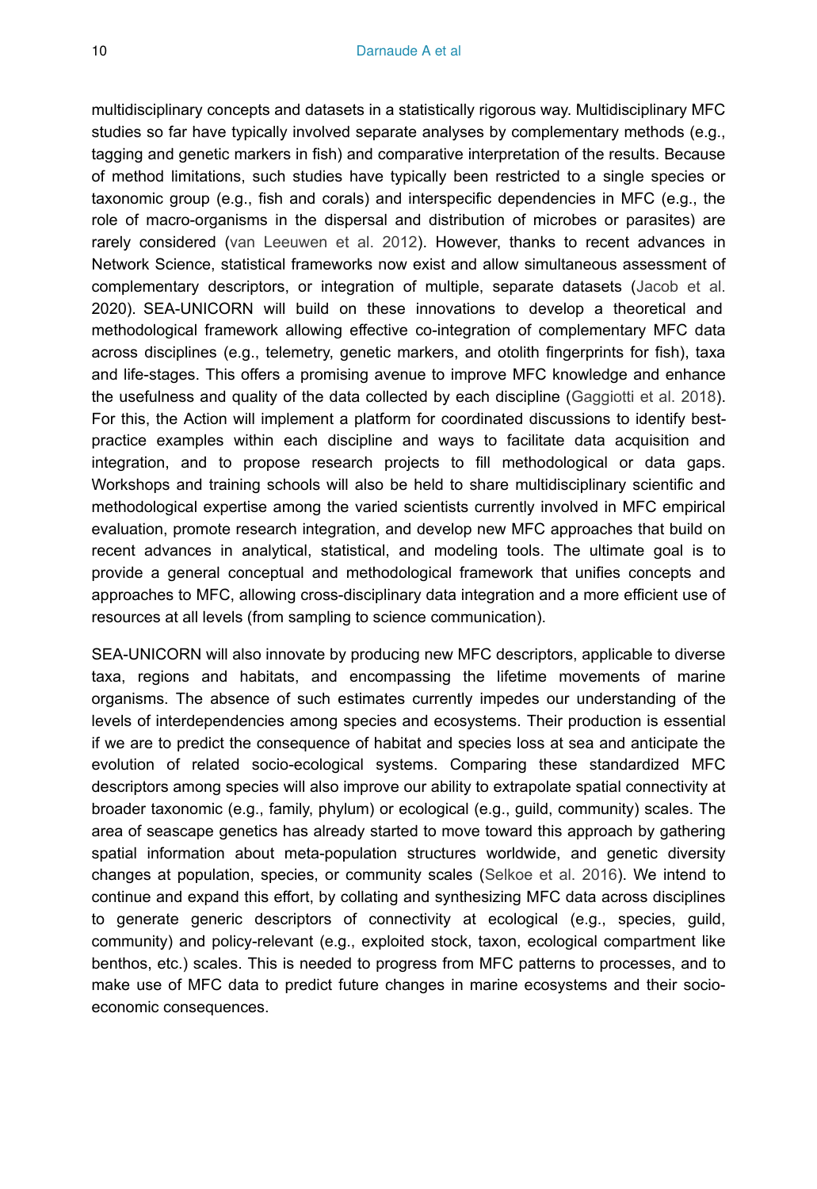multidisciplinary concepts and datasets in a statistically rigorous way. Multidisciplinary MFC studies so far have typically involved separate analyses by complementary methods (e.g., tagging and genetic markers in fish) and comparative interpretation of the results. Because of method limitations, such studies have typically been restricted to a single species or taxonomic group (e.g., fish and corals) and interspecific dependencies in MFC (e.g., the role of macro-organisms in the dispersal and distribution of microbes or parasites) are rarely considered (van Leeuwen et al. 2012). However, thanks to recent advances in Network Science, statistical frameworks now exist and allow simultaneous assessment of complementary descriptors, or integration of multiple, separate datasets (Jacob et al. 2020). SEA-UNICORN will build on these innovations to develop a theoretical and methodological framework allowing effective co-integration of complementary MFC data across disciplines (e.g., telemetry, genetic markers, and otolith fingerprints for fish), taxa and life-stages. This offers a promising avenue to improve MFC knowledge and enhance the usefulness and quality of the data collected by each discipline (Gaggiotti et al. 2018). For this, the Action will implement a platform for coordinated discussions to identify best-practice examples within each discipline and ways to facilitate data acquisition and integration, and to propose research projects to fill methodological or data gaps. Workshops and training schools will also be held to share multidisciplinary scientific and methodological expertise among the varied scientists currently involved in MFC empirical evaluation, promote research integration, and develop new MFC approaches that build on recent advances in analytical, statistical, and modeling tools. The ultimate goal is to provide a general conceptual and methodological framework that unifies concepts and approaches to MFC, allowing cross-disciplinary data integration and a more efficient use of resources at all levels (from sampling to science communication).

SEA-UNICORN will also innovate by producing new MFC descriptors, applicable to diverse taxa, regions and habitats, and encompassing the lifetime movements of marine organisms. The absence of such estimates currently impedes our understanding of the levels of interdependencies among species and ecosystems. Their production is essential if we are to predict the consequence of habitat and species loss at sea and anticipate the evolution of related socio-ecological systems. Comparing these standardized MFC descriptors among species will also improve our ability to extrapolate spatial connectivity at broader taxonomic (e.g., family, phylum) or ecological (e.g., guild, community) scales. The area of seascape genetics has already started to move toward this approach by gathering spatial information about meta-population structures worldwide, and genetic diversity changes at population, species, or community scales (Selkoe et al. 2016). We intend to continue and expand this effort, by collating and synthesizing MFC data across disciplines to generate generic descriptors of connectivity at ecological (e.g., species, guild, community) and policy-relevant (e.g., exploited stock, taxon, ecological compartment like benthos, etc.) scales. This is needed to progress from MFC patterns to processes, and to make use of MFC data to predict future changes in marine ecosystems and their socio-economic consequences.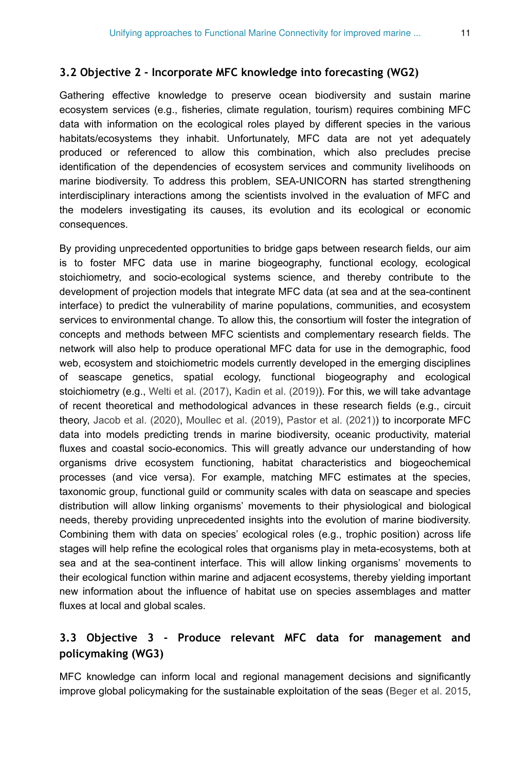### 3.2 Objective 2 - Incorporate MFC knowledge into forecasting (WG2)

Gathering effective knowledge to preserve ocean biodiversity and sustain marine ecosystem services (e.g., fisheries, climate regulation, tourism) requires combining MFC data with information on the ecological roles played by different species in the various habitats/ecosystems they inhabit. Unfortunately, MFC data are not yet adequately produced or referenced to allow this combination, which also precludes precise identification of the dependencies of ecosystem services and community livelihoods on marine biodiversity. To address this problem, SEA-UNICORN has started strengthening interdisciplinary interactions among the scientists involved in the evaluation of MFC and the modelers investigating its causes, its evolution and its ecological or economic consequences.

By providing unprecedented opportunities to bridge gaps between research fields, our aim is to foster MFC data use in marine biogeography, functional ecology, ecological stoichiometry, and socio-ecological systems science, and thereby contribute to the development of projection models that integrate MFC data (at sea and at the sea-continent interface) to predict the vulnerability of marine populations, communities, and ecosystem services to environmental change. To allow this, the consortium will foster the integration of concepts and methods between MFC scientists and complementary research fields. The network will also help to produce operational MFC data for use in the demographic, food web, ecosystem and stoichiometric models currently developed in the emerging disciplines of seascape genetics, spatial ecology, functional biogeography and ecological stoichiometry (e.g., Welti et al. (2017), Kadin et al. (2019)). For this, we will take advantage of recent theoretical and methodological advances in these research fields (e.g., circuit theory, Jacob et al. (2020), Moullec et al. (2019), Pastor et al. (2021)) to incorporate MFC data into models predicting trends in marine biodiversity, oceanic productivity, material fluxes and coastal socio-economics. This will greatly advance our understanding of how organisms drive ecosystem functioning, habitat characteristics and biogeochemical processes (and vice versa). For example, matching MFC estimates at the species, taxonomic group, functional guild or community scales with data on seascape and species distribution will allow linking organisms' movements to their physiological and biological needs, thereby providing unprecedented insights into the evolution of marine biodiversity. Combining them with data on species' ecological roles (e.g., trophic position) across life stages will help refine the ecological roles that organisms play in meta-ecosystems, both at sea and at the sea-continent interface. This will allow linking organisms' movements to their ecological function within marine and adjacent ecosystems, thereby yielding important new information about the influence of habitat use on species assemblages and matter fluxes at local and global scales.

### 3.3 Objective 3 - Produce relevant MFC data for management and policymaking (WG3)

MFC knowledge can inform local and regional management decisions and significantly improve global policymaking for the sustainable exploitation of the seas (Beger et al. 2015,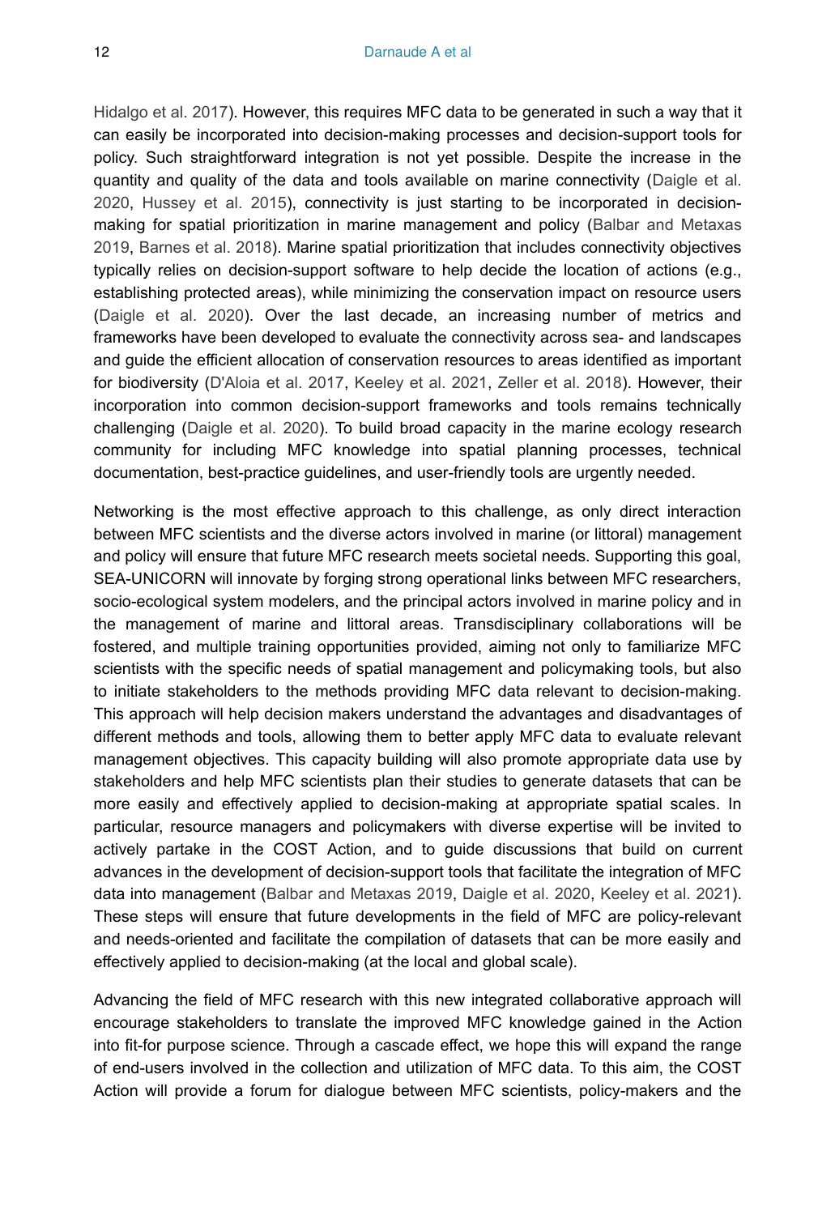Hidalgo et al. 2017). However, this requires MFC data to be generated in such a way that it can easily be incorporated into decision-making processes and decision-support tools for policy. Such straightforward integration is not yet possible. Despite the increase in the quantity and quality of the data and tools available on marine connectivity (Daigle et al. 2020, Hussey et al. 2015), connectivity is just starting to be incorporated in decision-making for spatial prioritization in marine management and policy (Balbar and Metaxas 2019, Barnes et al. 2018). Marine spatial prioritization that includes connectivity objectives typically relies on decision-support software to help decide the location of actions (e.g., establishing protected areas), while minimizing the conservation impact on resource users (Daigle et al. 2020). Over the last decade, an increasing number of metrics and frameworks have been developed to evaluate the connectivity across sea- and landscapes and guide the efficient allocation of conservation resources to areas identified as important for biodiversity (D'Aloia et al. 2017, Keeley et al. 2021, Zeller et al. 2018). However, their incorporation into common decision-support frameworks and tools remains technically challenging (Daigle et al. 2020). To build broad capacity in the marine ecology research community for including MFC knowledge into spatial planning processes, technical documentation, best-practice guidelines, and user-friendly tools are urgently needed.

Networking is the most effective approach to this challenge, as only direct interaction between MFC scientists and the diverse actors involved in marine (or littoral) management and policy will ensure that future MFC research meets societal needs. Supporting this goal, SEA-UNICORN will innovate by forging strong operational links between MFC researchers, socio-ecological system modelers, and the principal actors involved in marine policy and in the management of marine and littoral areas. Transdisciplinary collaborations will be fostered, and multiple training opportunities provided, aiming not only to familiarize MFC scientists with the specific needs of spatial management and policymaking tools, but also to initiate stakeholders to the methods providing MFC data relevant to decision-making. This approach will help decision makers understand the advantages and disadvantages of different methods and tools, allowing them to better apply MFC data to evaluate relevant management objectives. This capacity building will also promote appropriate data use by stakeholders and help MFC scientists plan their studies to generate datasets that can be more easily and effectively applied to decision-making at appropriate spatial scales. In particular, resource managers and policymakers with diverse expertise will be invited to actively partake in the COST Action, and to guide discussions that build on current advances in the development of decision-support tools that facilitate the integration of MFC data into management (Balbar and Metaxas 2019, Daigle et al. 2020, Keeley et al. 2021). These steps will ensure that future developments in the field of MFC are policy-relevant and needs-oriented and facilitate the compilation of datasets that can be more easily and effectively applied to decision-making (at the local and global scale).

Advancing the field of MFC research with this new integrated collaborative approach will encourage stakeholders to translate the improved MFC knowledge gained in the Action into fit-for purpose science. Through a cascade effect, we hope this will expand the range of end-users involved in the collection and utilization of MFC data. To this aim, the COST Action will provide a forum for dialogue between MFC scientists, policy-makers and the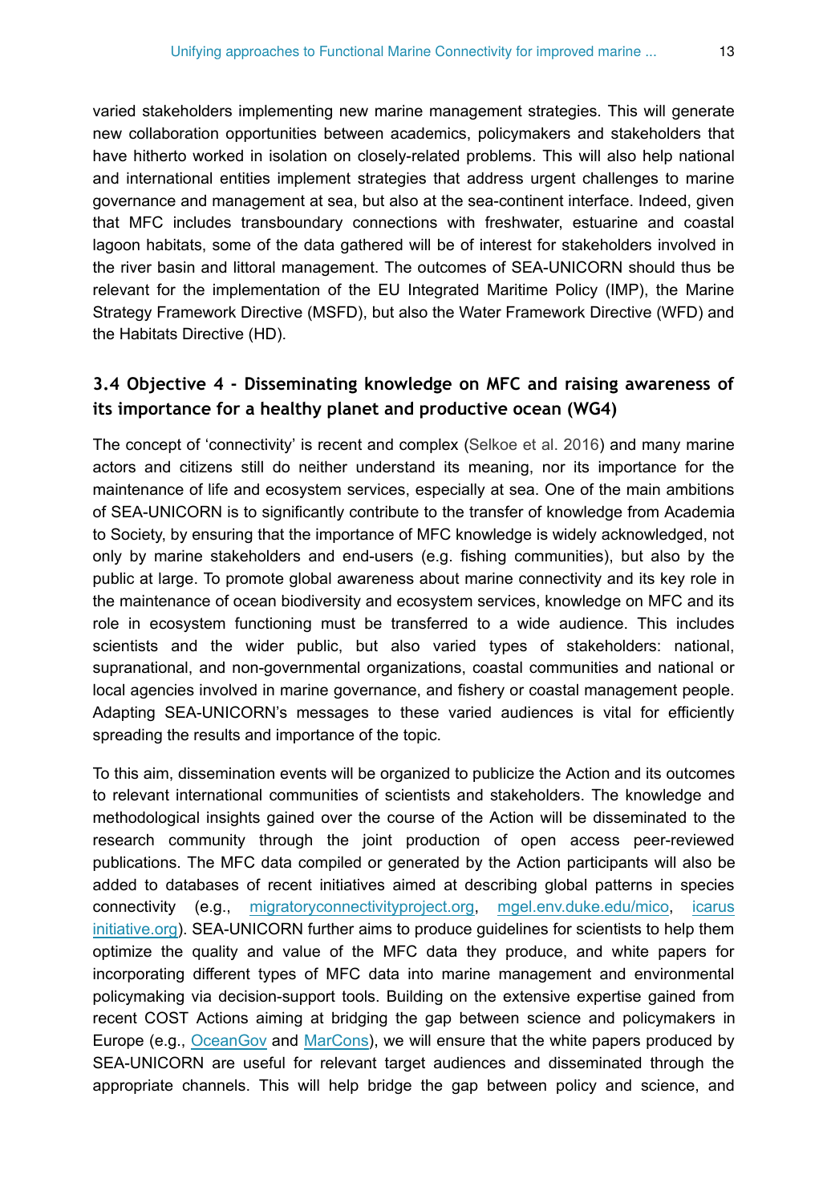varied stakeholders implementing new marine management strategies. This will generate new collaboration opportunities between academics, policymakers and stakeholders that have hitherto worked in isolation on closely-related problems. This will also help national and international entities implement strategies that address urgent challenges to marine governance and management at sea, but also at the sea-continent interface. Indeed, given that MFC includes transboundary connections with freshwater, estuarine and coastal lagoon habitats, some of the data gathered will be of interest for stakeholders involved in the river basin and littoral management. The outcomes of SEA-UNICORN should thus be relevant for the implementation of the EU Integrated Maritime Policy (IMP), the Marine Strategy Framework Directive (MSFD), but also the Water Framework Directive (WFD) and the Habitats Directive (HD).

### 3.4 Objective 4 - Disseminating knowledge on MFC and raising awareness of its importance for a healthy planet and productive ocean (WG4)

The concept of 'connectivity' is recent and complex (Selkoe et al. 2016) and many marine actors and citizens still do neither understand its meaning, nor its importance for the maintenance of life and ecosystem services, especially at sea. One of the main ambitions of SEA-UNICORN is to significantly contribute to the transfer of knowledge from Academia to Society, by ensuring that the importance of MFC knowledge is widely acknowledged, not only by marine stakeholders and end-users (e.g. fishing communities), but also by the public at large. To promote global awareness about marine connectivity and its key role in the maintenance of ocean biodiversity and ecosystem services, knowledge on MFC and its role in ecosystem functioning must be transferred to a wide audience. This includes scientists and the wider public, but also varied types of stakeholders: national, supranational, and non-governmental organizations, coastal communities and national or local agencies involved in marine governance, and fishery or coastal management people. Adapting SEA-UNICORN's messages to these varied audiences is vital for efficiently spreading the results and importance of the topic.

To this aim, dissemination events will be organized to publicize the Action and its outcomes to relevant international communities of scientists and stakeholders. The knowledge and methodological insights gained over the course of the Action will be disseminated to the research community through the joint production of open access peer-reviewed publications. The MFC data compiled or generated by the Action participants will also be added to databases of recent initiatives aimed at describing global patterns in species connectivity (e.g., migratoryconnectivityproject.org, mgel.env.duke.edu/mico, icarus initiative.org). SEA-UNICORN further aims to produce guidelines for scientists to help them optimize the quality and value of the MFC data they produce, and white papers for incorporating different types of MFC data into marine management and environmental policymaking via decision-support tools. Building on the extensive expertise gained from recent COST Actions aiming at bridging the gap between science and policymakers in Europe (e.g., OceanGov and MarCons), we will ensure that the white papers produced by SEA-UNICORN are useful for relevant target audiences and disseminated through the appropriate channels. This will help bridge the gap between policy and science, and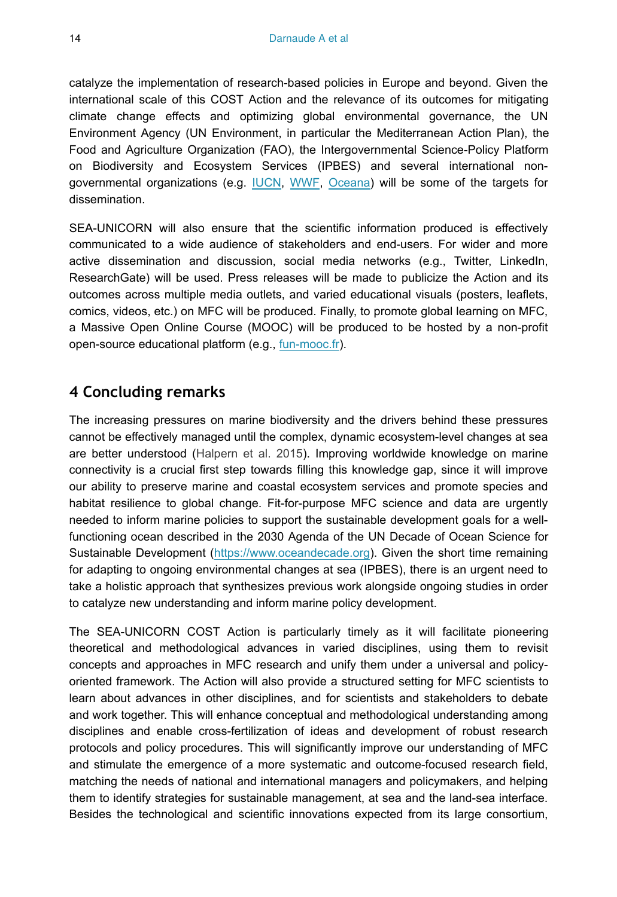catalyze the implementation of research-based policies in Europe and beyond. Given the international scale of this COST Action and the relevance of its outcomes for mitigating climate change effects and optimizing global environmental governance, the UN Environment Agency (UN Environment, in particular the Mediterranean Action Plan), the Food and Agriculture Organization (FAO), the Intergovernmental Science-Policy Platform on Biodiversity and Ecosystem Services (IPBES) and several international non-governmental organizations (e.g. IUCN, WWF, Oceana) will be some of the targets for dissemination.

SEA-UNICORN will also ensure that the scientific information produced is effectively communicated to a wide audience of stakeholders and end-users. For wider and more active dissemination and discussion, social media networks (e.g., Twitter, LinkedIn, ResearchGate) will be used. Press releases will be made to publicize the Action and its outcomes across multiple media outlets, and varied educational visuals (posters, leaflets, comics, videos, etc.) on MFC will be produced. Finally, to promote global learning on MFC, a Massive Open Online Course (MOOC) will be produced to be hosted by a non-profit open-source educational platform (e.g., fun-mooc.fr).

## 4 Concluding remarks

The increasing pressures on marine biodiversity and the drivers behind these pressures cannot be effectively managed until the complex, dynamic ecosystem-level changes at sea are better understood (Halpern et al. 2015). Improving worldwide knowledge on marine connectivity is a crucial first step towards filling this knowledge gap, since it will improve our ability to preserve marine and coastal ecosystem services and promote species and habitat resilience to global change. Fit-for-purpose MFC science and data are urgently needed to inform marine policies to support the sustainable development goals for a well-functioning ocean described in the 2030 Agenda of the UN Decade of Ocean Science for Sustainable Development (https://www.oceandecade.org). Given the short time remaining for adapting to ongoing environmental changes at sea (IPBES), there is an urgent need to take a holistic approach that synthesizes previous work alongside ongoing studies in order to catalyze new understanding and inform marine policy development.

The SEA-UNICORN COST Action is particularly timely as it will facilitate pioneering theoretical and methodological advances in varied disciplines, using them to revisit concepts and approaches in MFC research and unify them under a universal and policy-oriented framework. The Action will also provide a structured setting for MFC scientists to learn about advances in other disciplines, and for scientists and stakeholders to debate and work together. This will enhance conceptual and methodological understanding among disciplines and enable cross-fertilization of ideas and development of robust research protocols and policy procedures. This will significantly improve our understanding of MFC and stimulate the emergence of a more systematic and outcome-focused research field, matching the needs of national and international managers and policymakers, and helping them to identify strategies for sustainable management, at sea and the land-sea interface. Besides the technological and scientific innovations expected from its large consortium,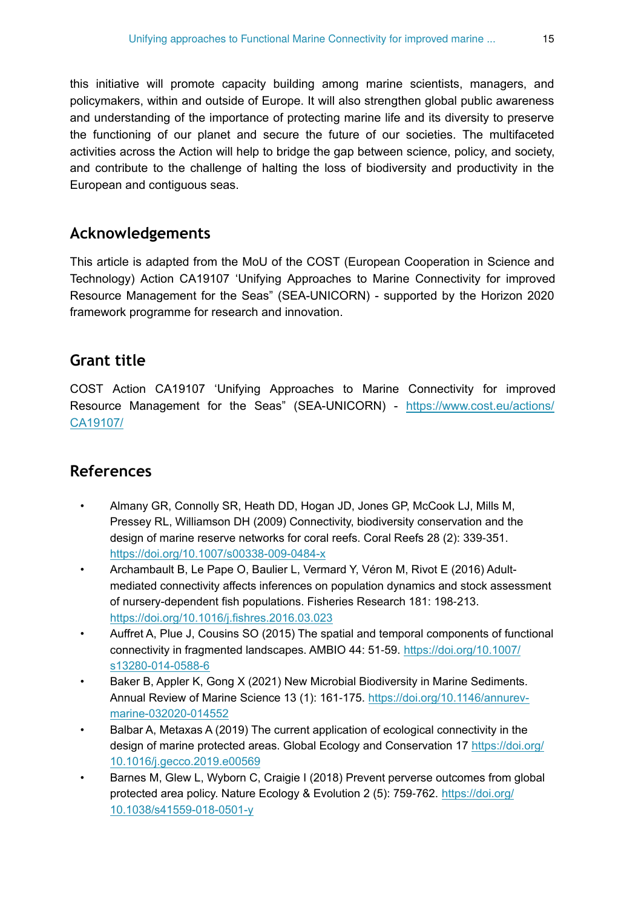this initiative will promote capacity building among marine scientists, managers, and policymakers, within and outside of Europe. It will also strengthen global public awareness and understanding of the importance of protecting marine life and its diversity to preserve the functioning of our planet and secure the future of our societies. The multifaceted activities across the Action will help to bridge the gap between science, policy, and society, and contribute to the challenge of halting the loss of biodiversity and productivity in the European and contiguous seas.

## Acknowledgements

This article is adapted from the MoU of the COST (European Cooperation in Science and Technology) Action CA19107 'Unifying Approaches to Marine Connectivity for improved Resource Management for the Seas" (SEA-UNICORN) - supported by the Horizon 2020 framework programme for research and innovation.

## Grant title

COST Action CA19107 'Unifying Approaches to Marine Connectivity for improved Resource Management for the Seas" (SEA-UNICORN) - https://www.cost.eu/actions/CA19107/

## References

- Almany GR, Connolly SR, Heath DD, Hogan JD, Jones GP, McCook LJ, Mills M, Pressey RL, Williamson DH (2009) Connectivity, biodiversity conservation and the design of marine reserve networks for coral reefs. Coral Reefs 28 (2): 339-351. https://doi.org/10.1007/s00338-009-0484-x
- Archambault B, Le Pape O, Baulier L, Vermard Y, Véron M, Rivot E (2016) Adult-mediated connectivity affects inferences on population dynamics and stock assessment of nursery-dependent fish populations. Fisheries Research 181: 198-213. https://doi.org/10.1016/j.fishres.2016.03.023
- Auffret A, Plue J, Cousins SO (2015) The spatial and temporal components of functional connectivity in fragmented landscapes. AMBIO 44: 51-59. https://doi.org/10.1007/s13280-014-0588-6
- Baker B, Appler K, Gong X (2021) New Microbial Biodiversity in Marine Sediments. Annual Review of Marine Science 13 (1): 161-175. https://doi.org/10.1146/annurev-marine-032020-014552
- Balbar A, Metaxas A (2019) The current application of ecological connectivity in the design of marine protected areas. Global Ecology and Conservation 17 https://doi.org/10.1016/j.gecco.2019.e00569
- Barnes M, Glew L, Wyborn C, Craigie I (2018) Prevent perverse outcomes from global protected area policy. Nature Ecology & Evolution 2 (5): 759-762. https://doi.org/10.1038/s41559-018-0501-y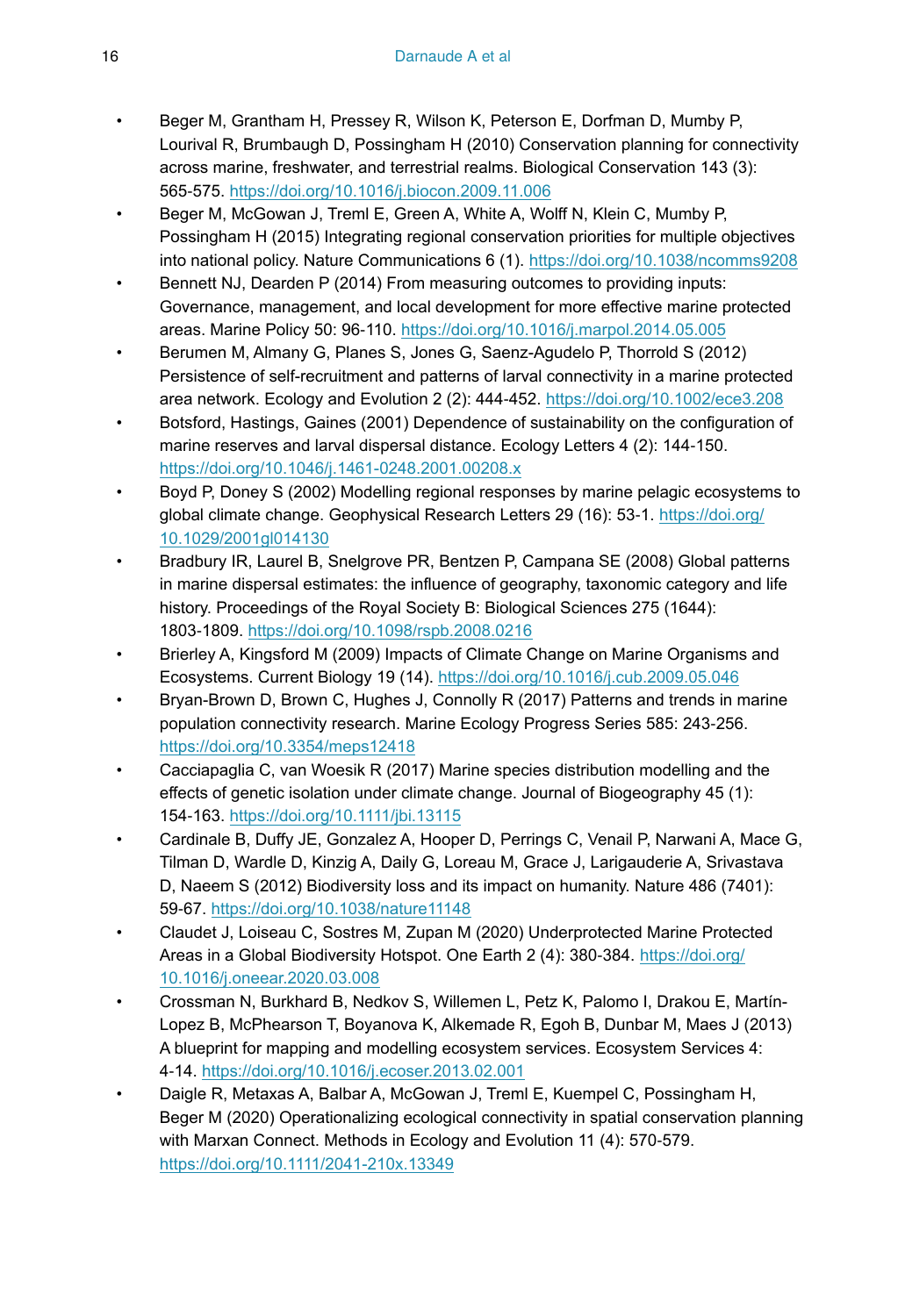- Beger M, Grantham H, Pressey R, Wilson K, Peterson E, Dorfman D, Mumby P, Lourival R, Brumbaugh D, Possingham H (2010) Conservation planning for connectivity across marine, freshwater, and terrestrial realms. Biological Conservation 143 (3): 565-575. https://doi.org/10.1016/j.biocon.2009.11.006
- Beger M, McGowan J, Treml E, Green A, White A, Wolff N, Klein C, Mumby P, Possingham H (2015) Integrating regional conservation priorities for multiple objectives into national policy. Nature Communications 6 (1). https://doi.org/10.1038/ncomms9208
- Bennett NJ, Dearden P (2014) From measuring outcomes to providing inputs: Governance, management, and local development for more effective marine protected areas. Marine Policy 50: 96-110. https://doi.org/10.1016/j.marpol.2014.05.005
- Berumen M, Almany G, Planes S, Jones G, Saenz-Agudelo P, Thorrold S (2012) Persistence of self-recruitment and patterns of larval connectivity in a marine protected area network. Ecology and Evolution 2 (2): 444-452. https://doi.org/10.1002/ece3.208
- Botsford, Hastings, Gaines (2001) Dependence of sustainability on the configuration of marine reserves and larval dispersal distance. Ecology Letters 4 (2): 144-150. https://doi.org/10.1046/j.1461-0248.2001.00208.x
- Boyd P, Doney S (2002) Modelling regional responses by marine pelagic ecosystems to global climate change. Geophysical Research Letters 29 (16): 53-1. https://doi.org/10.1029/2001gl014130
- Bradbury IR, Laurel B, Snelgrove PR, Bentzen P, Campana SE (2008) Global patterns in marine dispersal estimates: the influence of geography, taxonomic category and life history. Proceedings of the Royal Society B: Biological Sciences 275 (1644): 1803-1809. https://doi.org/10.1098/rspb.2008.0216
- Brierley A, Kingsford M (2009) Impacts of Climate Change on Marine Organisms and Ecosystems. Current Biology 19 (14). https://doi.org/10.1016/j.cub.2009.05.046
- Bryan-Brown D, Brown C, Hughes J, Connolly R (2017) Patterns and trends in marine population connectivity research. Marine Ecology Progress Series 585: 243-256. https://doi.org/10.3354/meps12418
- Cacciapaglia C, van Woesik R (2017) Marine species distribution modelling and the effects of genetic isolation under climate change. Journal of Biogeography 45 (1): 154-163. https://doi.org/10.1111/jbi.13115
- Cardinale B, Duffy JE, Gonzalez A, Hooper D, Perrings C, Venail P, Narwani A, Mace G, Tilman D, Wardle D, Kinzig A, Daily G, Loreau M, Grace J, Larigauderie A, Srivastava D, Naeem S (2012) Biodiversity loss and its impact on humanity. Nature 486 (7401): 59-67. https://doi.org/10.1038/nature11148
- Claudet J, Loiseau C, Sostres M, Zupan M (2020) Underprotected Marine Protected Areas in a Global Biodiversity Hotspot. One Earth 2 (4): 380-384. https://doi.org/10.1016/j.oneear.2020.03.008
- Crossman N, Burkhard B, Nedkov S, Willemen L, Petz K, Palomo I, Drakou E, Martín-Lopez B, McPhearson T, Boyanova K, Alkemade R, Egoh B, Dunbar M, Maes J (2013) A blueprint for mapping and modelling ecosystem services. Ecosystem Services 4: 4-14. https://doi.org/10.1016/j.ecoser.2013.02.001
- Daigle R, Metaxas A, Balbar A, McGowan J, Treml E, Kuempel C, Possingham H, Beger M (2020) Operationalizing ecological connectivity in spatial conservation planning with Marxan Connect. Methods in Ecology and Evolution 11 (4): 570-579. https://doi.org/10.1111/2041-210x.13349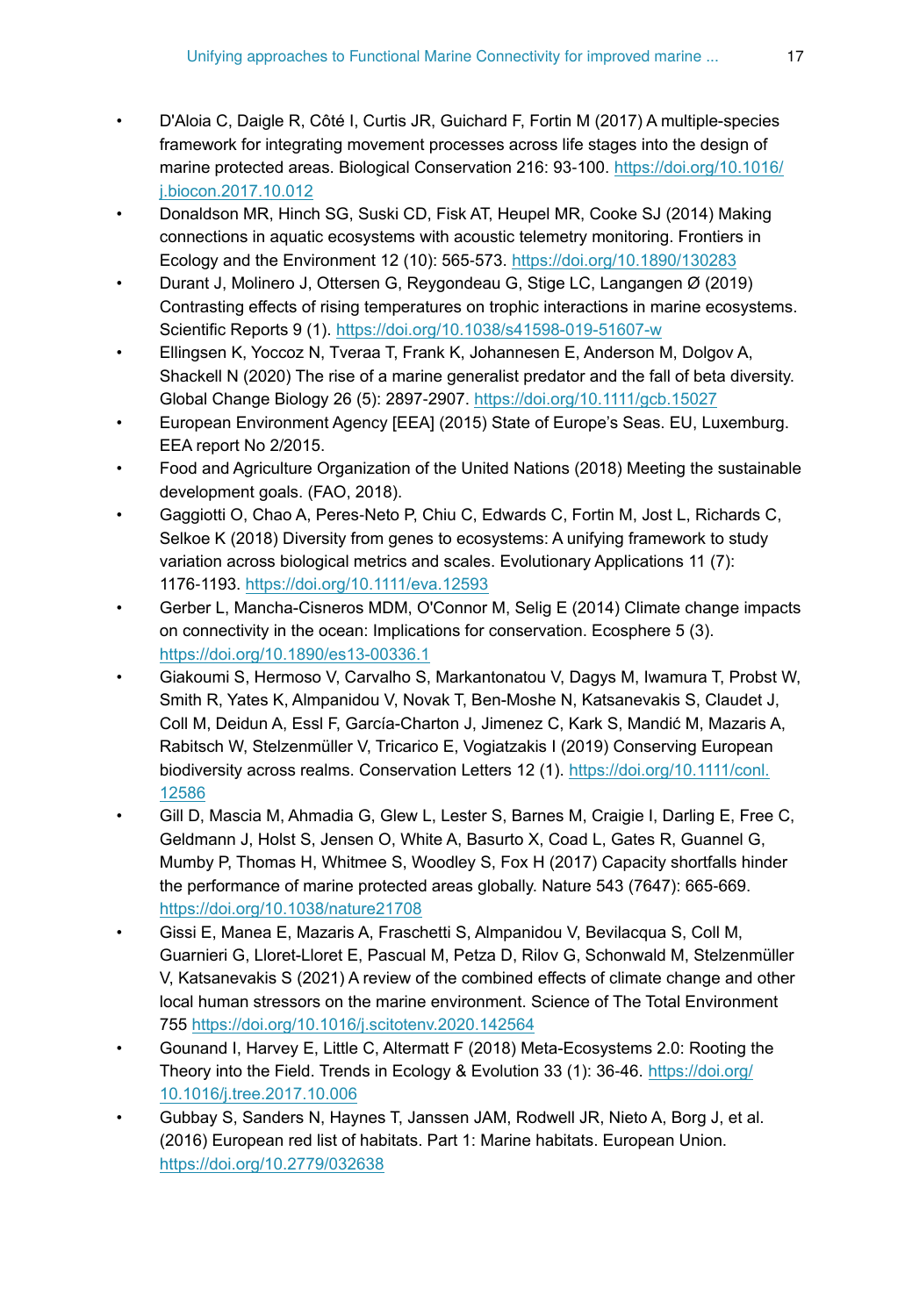- D'Aloia C, Daigle R, Côté I, Curtis JR, Guichard F, Fortin M (2017) A multiple-species framework for integrating movement processes across life stages into the design of marine protected areas. Biological Conservation 216: 93-100. https://doi.org/10.1016/j.biocon.2017.10.012
- Donaldson MR, Hinch SG, Suski CD, Fisk AT, Heupel MR, Cooke SJ (2014) Making connections in aquatic ecosystems with acoustic telemetry monitoring. Frontiers in Ecology and the Environment 12 (10): 565-573. https://doi.org/10.1890/130283
- Durant J, Molinero J, Ottersen G, Reygondeau G, Stige LC, Langangen Ø (2019) Contrasting effects of rising temperatures on trophic interactions in marine ecosystems. Scientific Reports 9 (1). https://doi.org/10.1038/s41598-019-51607-w
- Ellingsen K, Yoccoz N, Tveraa T, Frank K, Johannesen E, Anderson M, Dolgov A, Shackell N (2020) The rise of a marine generalist predator and the fall of beta diversity. Global Change Biology 26 (5): 2897-2907. https://doi.org/10.1111/gcb.15027
- European Environment Agency [EEA] (2015) State of Europe's Seas. EU, Luxemburg. EEA report No 2/2015.
- Food and Agriculture Organization of the United Nations (2018) Meeting the sustainable development goals. (FAO, 2018).
- Gaggiotti O, Chao A, Peres-Neto P, Chiu C, Edwards C, Fortin M, Jost L, Richards C, Selkoe K (2018) Diversity from genes to ecosystems: A unifying framework to study variation across biological metrics and scales. Evolutionary Applications 11 (7): 1176-1193. https://doi.org/10.1111/eva.12593
- Gerber L, Mancha-Cisneros MDM, O'Connor M, Selig E (2014) Climate change impacts on connectivity in the ocean: Implications for conservation. Ecosphere 5 (3). https://doi.org/10.1890/es13-00336.1
- Giakoumi S, Hermoso V, Carvalho S, Markantonatou V, Dagys M, Iwamura T, Probst W, Smith R, Yates K, Almpanidou V, Novak T, Ben-Moshe N, Katsanevakis S, Claudet J, Coll M, Deidun A, Essl F, García-Charton J, Jimenez C, Kark S, Mandić M, Mazaris A, Rabitsch W, Stelzenmüller V, Tricarico E, Vogiatzakis I (2019) Conserving European biodiversity across realms. Conservation Letters 12 (1). https://doi.org/10.1111/conl.12586
- Gill D, Mascia M, Ahmadia G, Glew L, Lester S, Barnes M, Craigie I, Darling E, Free C, Geldmann J, Holst S, Jensen O, White A, Basurto X, Coad L, Gates R, Guannel G, Mumby P, Thomas H, Whitmee S, Woodley S, Fox H (2017) Capacity shortfalls hinder the performance of marine protected areas globally. Nature 543 (7647): 665-669. https://doi.org/10.1038/nature21708
- Gissi E, Manea E, Mazaris A, Fraschetti S, Almpanidou V, Bevilacqua S, Coll M, Guarnieri G, Lloret-Lloret E, Pascual M, Petza D, Rilov G, Schonwald M, Stelzenmüller V, Katsanevakis S (2021) A review of the combined effects of climate change and other local human stressors on the marine environment. Science of The Total Environment 755 https://doi.org/10.1016/j.scitotenv.2020.142564
- Gounand I, Harvey E, Little C, Altermatt F (2018) Meta-Ecosystems 2.0: Rooting the Theory into the Field. Trends in Ecology & Evolution 33 (1): 36-46. https://doi.org/10.1016/j.tree.2017.10.006
- Gubbay S, Sanders N, Haynes T, Janssen JAM, Rodwell JR, Nieto A, Borg J, et al. (2016) European red list of habitats. Part 1: Marine habitats. European Union. https://doi.org/10.2779/032638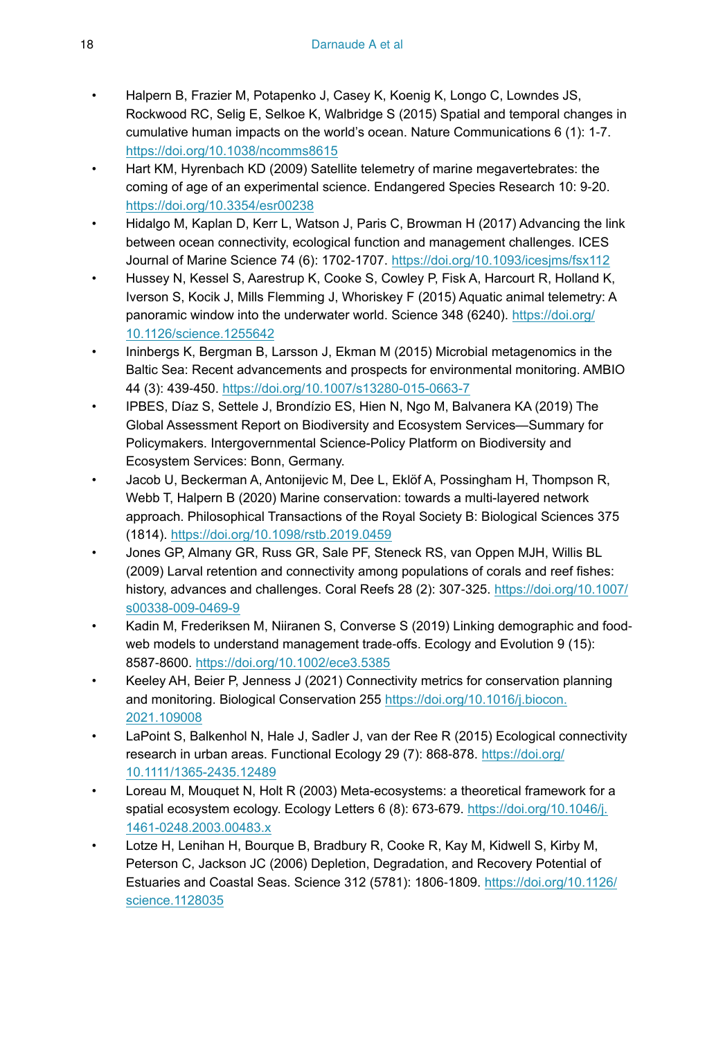- Halpern B, Frazier M, Potapenko J, Casey K, Koenig K, Longo C, Lowndes JS, Rockwood RC, Selig E, Selkoe K, Walbridge S (2015) Spatial and temporal changes in cumulative human impacts on the world's ocean. Nature Communications 6 (1): 1‑7. https://doi.org/10.1038/ncomms8615
- Hart KM, Hyrenbach KD (2009) Satellite telemetry of marine megavertebrates: the coming of age of an experimental science. Endangered Species Research 10: 9‑20. https://doi.org/10.3354/esr00238
- Hidalgo M, Kaplan D, Kerr L, Watson J, Paris C, Browman H (2017) Advancing the link between ocean connectivity, ecological function and management challenges. ICES Journal of Marine Science 74 (6): 1702‑1707. https://doi.org/10.1093/icesjms/fsx112
- Hussey N, Kessel S, Aarestrup K, Cooke S, Cowley P, Fisk A, Harcourt R, Holland K, Iverson S, Kocik J, Mills Flemming J, Whoriskey F (2015) Aquatic animal telemetry: A panoramic window into the underwater world. Science 348 (6240). https://doi.org/10.1126/science.1255642
- Ininbergs K, Bergman B, Larsson J, Ekman M (2015) Microbial metagenomics in the Baltic Sea: Recent advancements and prospects for environmental monitoring. AMBIO 44 (3): 439‑450. https://doi.org/10.1007/s13280-015-0663-7
- IPBES, Díaz S, Settele J, Brondízio ES, Hien N, Ngo M, Balvanera KA (2019) The Global Assessment Report on Biodiversity and Ecosystem Services—Summary for Policymakers. Intergovernmental Science-Policy Platform on Biodiversity and Ecosystem Services: Bonn, Germany.
- Jacob U, Beckerman A, Antonijevic M, Dee L, Eklöf A, Possingham H, Thompson R, Webb T, Halpern B (2020) Marine conservation: towards a multi-layered network approach. Philosophical Transactions of the Royal Society B: Biological Sciences 375 (1814). https://doi.org/10.1098/rstb.2019.0459
- Jones GP, Almany GR, Russ GR, Sale PF, Steneck RS, van Oppen MJH, Willis BL (2009) Larval retention and connectivity among populations of corals and reef fishes: history, advances and challenges. Coral Reefs 28 (2): 307‑325. https://doi.org/10.1007/s00338-009-0469-9
- Kadin M, Frederiksen M, Niiranen S, Converse S (2019) Linking demographic and food-web models to understand management trade-offs. Ecology and Evolution 9 (15): 8587‑8600. https://doi.org/10.1002/ece3.5385
- Keeley AH, Beier P, Jenness J (2021) Connectivity metrics for conservation planning and monitoring. Biological Conservation 255 https://doi.org/10.1016/j.biocon.2021.109008
- LaPoint S, Balkenhol N, Hale J, Sadler J, van der Ree R (2015) Ecological connectivity research in urban areas. Functional Ecology 29 (7): 868‑878. https://doi.org/10.1111/1365-2435.12489
- Loreau M, Mouquet N, Holt R (2003) Meta-ecosystems: a theoretical framework for a spatial ecosystem ecology. Ecology Letters 6 (8): 673‑679. https://doi.org/10.1046/j.1461-0248.2003.00483.x
- Lotze H, Lenihan H, Bourque B, Bradbury R, Cooke R, Kay M, Kidwell S, Kirby M, Peterson C, Jackson JC (2006) Depletion, Degradation, and Recovery Potential of Estuaries and Coastal Seas. Science 312 (5781): 1806‑1809. https://doi.org/10.1126/science.1128035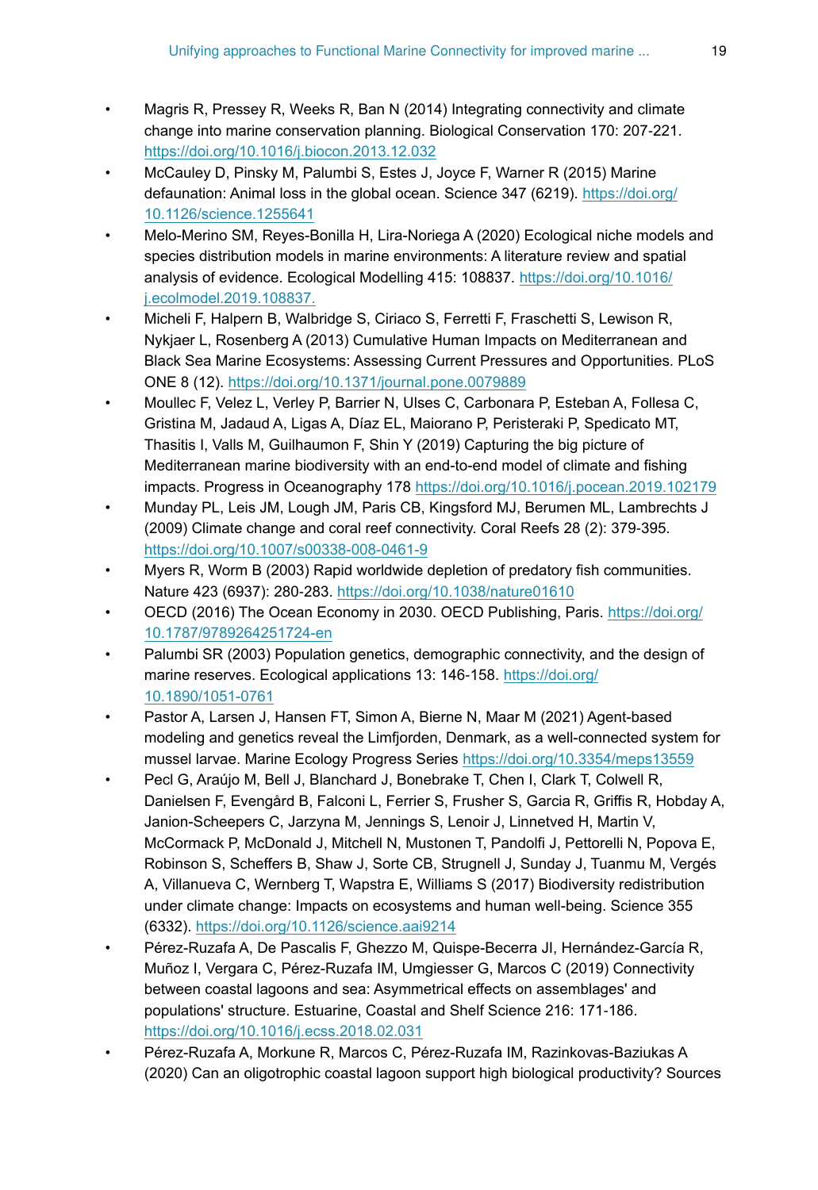- Magris R, Pressey R, Weeks R, Ban N (2014) Integrating connectivity and climate change into marine conservation planning. Biological Conservation 170: 207‑221. https://doi.org/10.1016/j.biocon.2013.12.032
- McCauley D, Pinsky M, Palumbi S, Estes J, Joyce F, Warner R (2015) Marine defaunation: Animal loss in the global ocean. Science 347 (6219). https://doi.org/10.1126/science.1255641
- Melo-Merino SM, Reyes-Bonilla H, Lira-Noriega A (2020) Ecological niche models and species distribution models in marine environments: A literature review and spatial analysis of evidence. Ecological Modelling 415: 108837. https://doi.org/10.1016/j.ecolmodel.2019.108837.
- Micheli F, Halpern B, Walbridge S, Ciriaco S, Ferretti F, Fraschetti S, Lewison R, Nykjaer L, Rosenberg A (2013) Cumulative Human Impacts on Mediterranean and Black Sea Marine Ecosystems: Assessing Current Pressures and Opportunities. PLoS ONE 8 (12). https://doi.org/10.1371/journal.pone.0079889
- Moullec F, Velez L, Verley P, Barrier N, Ulses C, Carbonara P, Esteban A, Follesa C, Gristina M, Jadaud A, Ligas A, Díaz EL, Maiorano P, Peristeraki P, Spedicato MT, Thasitis I, Valls M, Guilhaumon F, Shin Y (2019) Capturing the big picture of Mediterranean marine biodiversity with an end-to-end model of climate and fishing impacts. Progress in Oceanography 178 https://doi.org/10.1016/j.pocean.2019.102179
- Munday PL, Leis JM, Lough JM, Paris CB, Kingsford MJ, Berumen ML, Lambrechts J (2009) Climate change and coral reef connectivity. Coral Reefs 28 (2): 379‑395. https://doi.org/10.1007/s00338-008-0461-9
- Myers R, Worm B (2003) Rapid worldwide depletion of predatory fish communities. Nature 423 (6937): 280‑283. https://doi.org/10.1038/nature01610
- OECD (2016) The Ocean Economy in 2030. OECD Publishing, Paris. https://doi.org/10.1787/9789264251724-en
- Palumbi SR (2003) Population genetics, demographic connectivity, and the design of marine reserves. Ecological applications 13: 146‑158. https://doi.org/10.1890/1051-0761
- Pastor A, Larsen J, Hansen FT, Simon A, Bierne N, Maar M (2021) Agent-based modeling and genetics reveal the Limfjorden, Denmark, as a well-connected system for mussel larvae. Marine Ecology Progress Series https://doi.org/10.3354/meps13559
- Pecl G, Araújo M, Bell J, Blanchard J, Bonebrake T, Chen I, Clark T, Colwell R, Danielsen F, Evengård B, Falconi L, Ferrier S, Frusher S, Garcia R, Griffis R, Hobday A, Janion-Scheepers C, Jarzyna M, Jennings S, Lenoir J, Linnetved H, Martin V, McCormack P, McDonald J, Mitchell N, Mustonen T, Pandolfi J, Pettorelli N, Popova E, Robinson S, Scheffers B, Shaw J, Sorte CB, Strugnell J, Sunday J, Tuanmu M, Vergés A, Villanueva C, Wernberg T, Wapstra E, Williams S (2017) Biodiversity redistribution under climate change: Impacts on ecosystems and human well-being. Science 355 (6332). https://doi.org/10.1126/science.aai9214
- Pérez-Ruzafa A, De Pascalis F, Ghezzo M, Quispe-Becerra JI, Hernández-García R, Muñoz I, Vergara C, Pérez-Ruzafa IM, Umgiesser G, Marcos C (2019) Connectivity between coastal lagoons and sea: Asymmetrical effects on assemblages' and populations' structure. Estuarine, Coastal and Shelf Science 216: 171‑186. https://doi.org/10.1016/j.ecss.2018.02.031
- Pérez-Ruzafa A, Morkune R, Marcos C, Pérez-Ruzafa IM, Razinkovas-Baziukas A (2020) Can an oligotrophic coastal lagoon support high biological productivity? Sources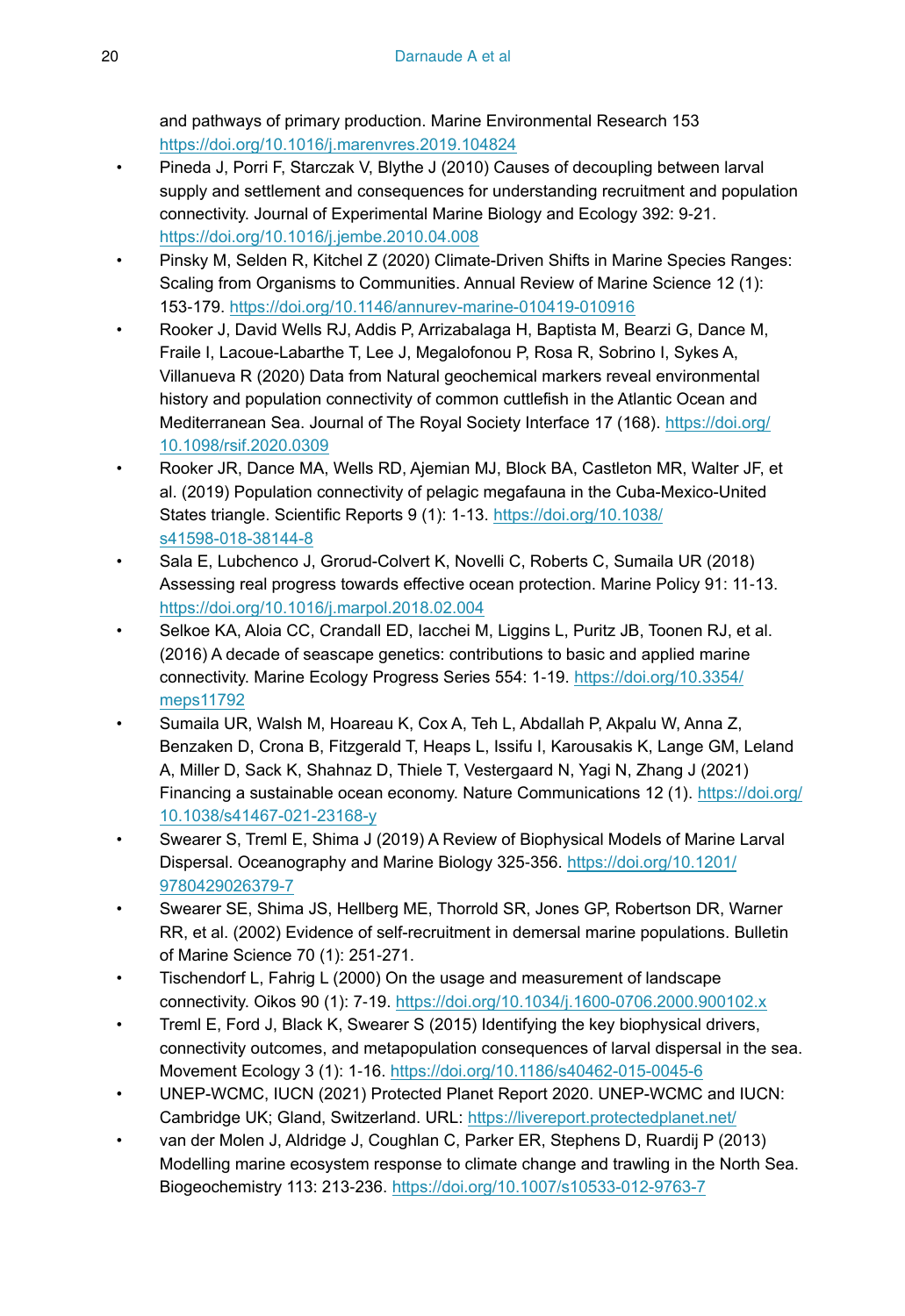and pathways of primary production. Marine Environmental Research 153 https://doi.org/10.1016/j.marenvres.2019.104824

- Pineda J, Porri F, Starczak V, Blythe J (2010) Causes of decoupling between larval supply and settlement and consequences for understanding recruitment and population connectivity. Journal of Experimental Marine Biology and Ecology 392: 9-21. https://doi.org/10.1016/j.jembe.2010.04.008
- Pinsky M, Selden R, Kitchel Z (2020) Climate-Driven Shifts in Marine Species Ranges: Scaling from Organisms to Communities. Annual Review of Marine Science 12 (1): 153-179. https://doi.org/10.1146/annurev-marine-010419-010916
- Rooker J, David Wells RJ, Addis P, Arrizabalaga H, Baptista M, Bearzi G, Dance M, Fraile I, Lacoue-Labarthe T, Lee J, Megalofonou P, Rosa R, Sobrino I, Sykes A, Villanueva R (2020) Data from Natural geochemical markers reveal environmental history and population connectivity of common cuttlefish in the Atlantic Ocean and Mediterranean Sea. Journal of The Royal Society Interface 17 (168). https://doi.org/10.1098/rsif.2020.0309
- Rooker JR, Dance MA, Wells RD, Ajemian MJ, Block BA, Castleton MR, Walter JF, et al. (2019) Population connectivity of pelagic megafauna in the Cuba-Mexico-United States triangle. Scientific Reports 9 (1): 1-13. https://doi.org/10.1038/s41598-018-38144-8
- Sala E, Lubchenco J, Grorud-Colvert K, Novelli C, Roberts C, Sumaila UR (2018) Assessing real progress towards effective ocean protection. Marine Policy 91: 11-13. https://doi.org/10.1016/j.marpol.2018.02.004
- Selkoe KA, Aloia CC, Crandall ED, Iacchei M, Liggins L, Puritz JB, Toonen RJ, et al. (2016) A decade of seascape genetics: contributions to basic and applied marine connectivity. Marine Ecology Progress Series 554: 1-19. https://doi.org/10.3354/meps11792
- Sumaila UR, Walsh M, Hoareau K, Cox A, Teh L, Abdallah P, Akpalu W, Anna Z, Benzaken D, Crona B, Fitzgerald T, Heaps L, Issifu I, Karousakis K, Lange GM, Leland A, Miller D, Sack K, Shahnaz D, Thiele T, Vestergaard N, Yagi N, Zhang J (2021) Financing a sustainable ocean economy. Nature Communications 12 (1). https://doi.org/10.1038/s41467-021-23168-y
- Swearer S, Treml E, Shima J (2019) A Review of Biophysical Models of Marine Larval Dispersal. Oceanography and Marine Biology 325-356. https://doi.org/10.1201/9780429026379-7
- Swearer SE, Shima JS, Hellberg ME, Thorrold SR, Jones GP, Robertson DR, Warner RR, et al. (2002) Evidence of self-recruitment in demersal marine populations. Bulletin of Marine Science 70 (1): 251-271.
- Tischendorf L, Fahrig L (2000) On the usage and measurement of landscape connectivity. Oikos 90 (1): 7-19. https://doi.org/10.1034/j.1600-0706.2000.900102.x
- Treml E, Ford J, Black K, Swearer S (2015) Identifying the key biophysical drivers, connectivity outcomes, and metapopulation consequences of larval dispersal in the sea. Movement Ecology 3 (1): 1-16. https://doi.org/10.1186/s40462-015-0045-6
- UNEP-WCMC, IUCN (2021) Protected Planet Report 2020. UNEP-WCMC and IUCN: Cambridge UK; Gland, Switzerland. URL: https://livereport.protectedplanet.net/
- van der Molen J, Aldridge J, Coughlan C, Parker ER, Stephens D, Ruardij P (2013) Modelling marine ecosystem response to climate change and trawling in the North Sea. Biogeochemistry 113: 213-236. https://doi.org/10.1007/s10533-012-9763-7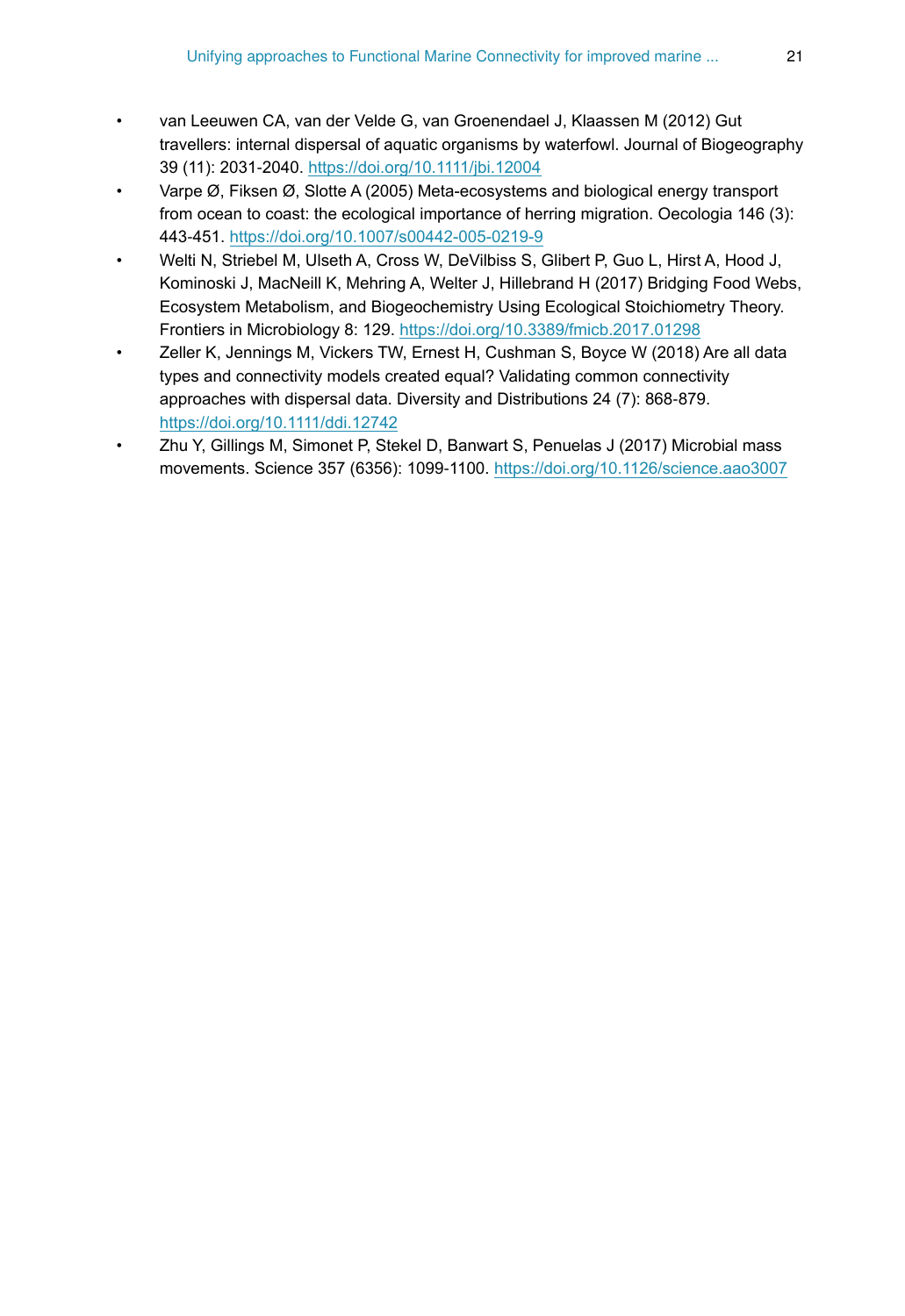- van Leeuwen CA, van der Velde G, van Groenendael J, Klaassen M (2012) Gut travellers: internal dispersal of aquatic organisms by waterfowl. Journal of Biogeography 39 (11): 2031-2040. https://doi.org/10.1111/jbi.12004
- Varpe Ø, Fiksen Ø, Slotte A (2005) Meta-ecosystems and biological energy transport from ocean to coast: the ecological importance of herring migration. Oecologia 146 (3): 443-451. https://doi.org/10.1007/s00442-005-0219-9
- Welti N, Striebel M, Ulseth A, Cross W, DeVilbiss S, Glibert P, Guo L, Hirst A, Hood J, Kominoski J, MacNeill K, Mehring A, Welter J, Hillebrand H (2017) Bridging Food Webs, Ecosystem Metabolism, and Biogeochemistry Using Ecological Stoichiometry Theory. Frontiers in Microbiology 8: 129. https://doi.org/10.3389/fmicb.2017.01298
- Zeller K, Jennings M, Vickers TW, Ernest H, Cushman S, Boyce W (2018) Are all data types and connectivity models created equal? Validating common connectivity approaches with dispersal data. Diversity and Distributions 24 (7): 868-879. https://doi.org/10.1111/ddi.12742
- Zhu Y, Gillings M, Simonet P, Stekel D, Banwart S, Penuelas J (2017) Microbial mass movements. Science 357 (6356): 1099-1100. https://doi.org/10.1126/science.aao3007